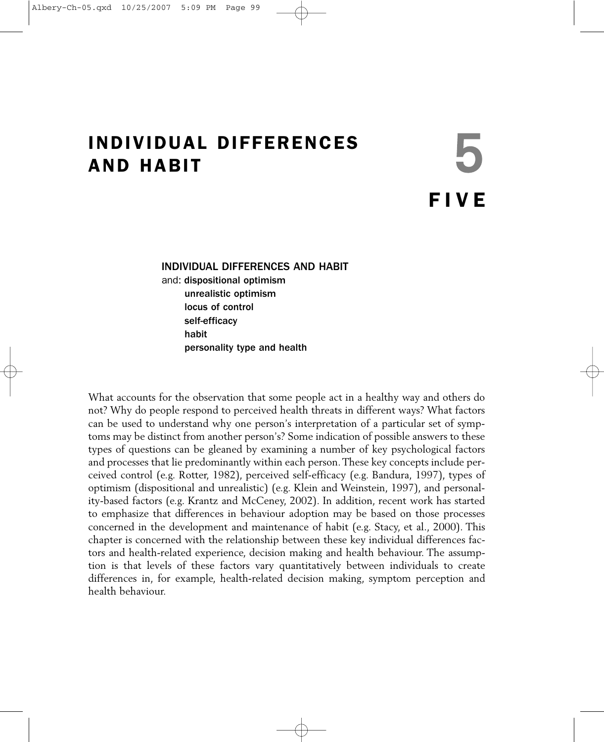# INDIVIDUAL DIFFERENCES AND HABIT

# 5 FIVE

**INDIVIDUAL DIFFERENCES AND HABIT**

and: **dispositional optimism**
**unrealistic optimism**
**locus of control**
**self-efficacy**
**habit**
**personality type and health**

What accounts for the observation that some people act in a healthy way and others do not? Why do people respond to perceived health threats in different ways? What factors can be used to understand why one person's interpretation of a particular set of symptoms may be distinct from another person's? Some indication of possible answers to these types of questions can be gleaned by examining a number of key psychological factors and processes that lie predominantly within each person. These key concepts include perceived control (e.g. Rotter, 1982), perceived self-efficacy (e.g. Bandura, 1997), types of optimism (dispositional and unrealistic) (e.g. Klein and Weinstein, 1997), and personality-based factors (e.g. Krantz and McCeney, 2002). In addition, recent work has started to emphasize that differences in behaviour adoption may be based on those processes concerned in the development and maintenance of habit (e.g. Stacy, et al., 2000). This chapter is concerned with the relationship between these key individual differences factors and health-related experience, decision making and health behaviour. The assumption is that levels of these factors vary quantitatively between individuals to create differences in, for example, health-related decision making, symptom perception and health behaviour.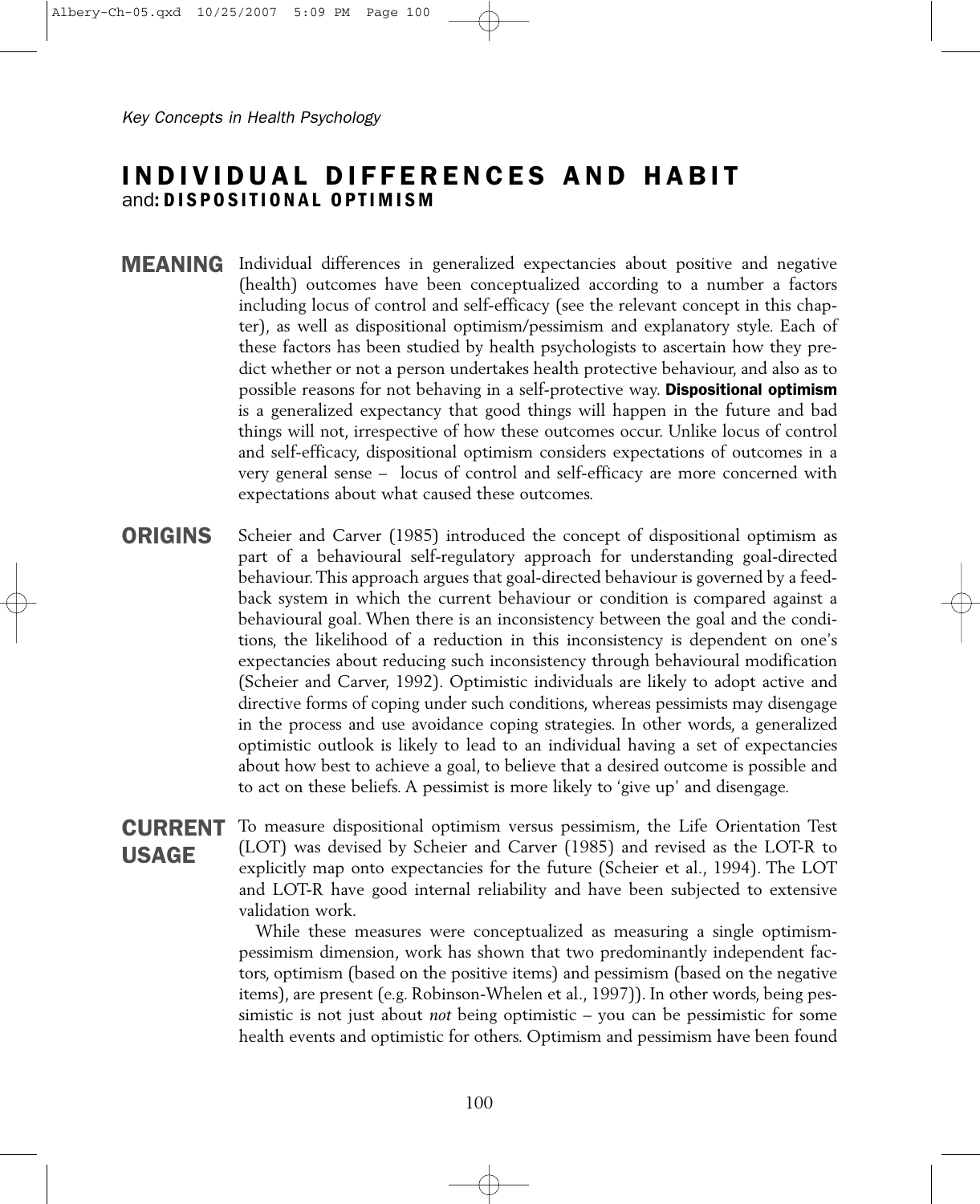# INDIVIDUAL DIFFERENCES AND HABIT
## and: DISPOSITIONAL OPTIMISM

**MEANING** Individual differences in generalized expectancies about positive and negative (health) outcomes have been conceptualized according to a number a factors including locus of control and self-efficacy (see the relevant concept in this chapter), as well as dispositional optimism/pessimism and explanatory style. Each of these factors has been studied by health psychologists to ascertain how they predict whether or not a person undertakes health protective behaviour, and also as to possible reasons for not behaving in a self-protective way. **Dispositional optimism** is a generalized expectancy that good things will happen in the future and bad things will not, irrespective of how these outcomes occur. Unlike locus of control and self-efficacy, dispositional optimism considers expectations of outcomes in a very general sense – locus of control and self-efficacy are more concerned with expectations about what caused these outcomes.

**ORIGINS** Scheier and Carver (1985) introduced the concept of dispositional optimism as part of a behavioural self-regulatory approach for understanding goal-directed behaviour. This approach argues that goal-directed behaviour is governed by a feedback system in which the current behaviour or condition is compared against a behavioural goal. When there is an inconsistency between the goal and the conditions, the likelihood of a reduction in this inconsistency is dependent on one's expectancies about reducing such inconsistency through behavioural modification (Scheier and Carver, 1992). Optimistic individuals are likely to adopt active and directive forms of coping under such conditions, whereas pessimists may disengage in the process and use avoidance coping strategies. In other words, a generalized optimistic outlook is likely to lead to an individual having a set of expectancies about how best to achieve a goal, to believe that a desired outcome is possible and to act on these beliefs. A pessimist is more likely to 'give up' and disengage.

**CURRENT USAGE** To measure dispositional optimism versus pessimism, the Life Orientation Test (LOT) was devised by Scheier and Carver (1985) and revised as the LOT-R to explicitly map onto expectancies for the future (Scheier et al., 1994). The LOT and LOT-R have good internal reliability and have been subjected to extensive validation work.

While these measures were conceptualized as measuring a single optimism-pessimism dimension, work has shown that two predominantly independent factors, optimism (based on the positive items) and pessimism (based on the negative items), are present (e.g. Robinson-Whelen et al., 1997)). In other words, being pessimistic is not just about *not* being optimistic – you can be pessimistic for some health events and optimistic for others. Optimism and pessimism have been found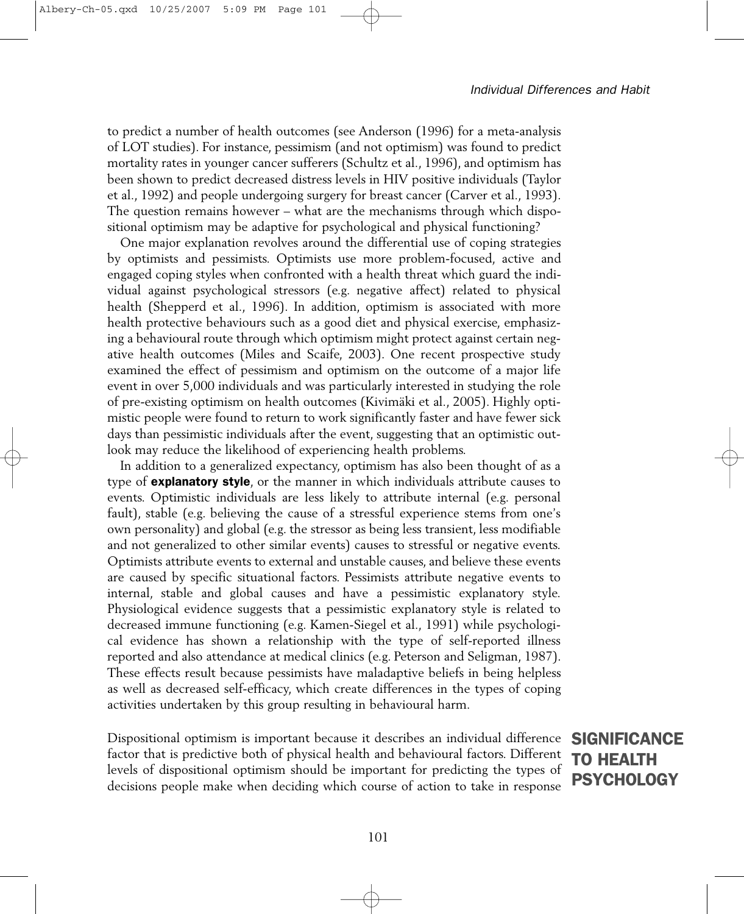to predict a number of health outcomes (see Anderson (1996) for a meta-analysis of LOT studies). For instance, pessimism (and not optimism) was found to predict mortality rates in younger cancer sufferers (Schultz et al., 1996), and optimism has been shown to predict decreased distress levels in HIV positive individuals (Taylor et al., 1992) and people undergoing surgery for breast cancer (Carver et al., 1993). The question remains however – what are the mechanisms through which dispositional optimism may be adaptive for psychological and physical functioning?

One major explanation revolves around the differential use of coping strategies by optimists and pessimists. Optimists use more problem-focused, active and engaged coping styles when confronted with a health threat which guard the individual against psychological stressors (e.g. negative affect) related to physical health (Shepperd et al., 1996). In addition, optimism is associated with more health protective behaviours such as a good diet and physical exercise, emphasizing a behavioural route through which optimism might protect against certain negative health outcomes (Miles and Scaife, 2003). One recent prospective study examined the effect of pessimism and optimism on the outcome of a major life event in over 5,000 individuals and was particularly interested in studying the role of pre-existing optimism on health outcomes (Kivimäki et al., 2005). Highly optimistic people were found to return to work significantly faster and have fewer sick days than pessimistic individuals after the event, suggesting that an optimistic outlook may reduce the likelihood of experiencing health problems.

In addition to a generalized expectancy, optimism has also been thought of as a type of **explanatory style**, or the manner in which individuals attribute causes to events. Optimistic individuals are less likely to attribute internal (e.g. personal fault), stable (e.g. believing the cause of a stressful experience stems from one's own personality) and global (e.g. the stressor as being less transient, less modifiable and not generalized to other similar events) causes to stressful or negative events. Optimists attribute events to external and unstable causes, and believe these events are caused by specific situational factors. Pessimists attribute negative events to internal, stable and global causes and have a pessimistic explanatory style. Physiological evidence suggests that a pessimistic explanatory style is related to decreased immune functioning (e.g. Kamen-Siegel et al., 1991) while psychological evidence has shown a relationship with the type of self-reported illness reported and also attendance at medical clinics (e.g. Peterson and Seligman, 1987). These effects result because pessimists have maladaptive beliefs in being helpless as well as decreased self-efficacy, which create differences in the types of coping activities undertaken by this group resulting in behavioural harm.

## SIGNIFICANCE TO HEALTH PSYCHOLOGY

Dispositional optimism is important because it describes an individual difference factor that is predictive both of physical health and behavioural factors. Different levels of dispositional optimism should be important for predicting the types of decisions people make when deciding which course of action to take in response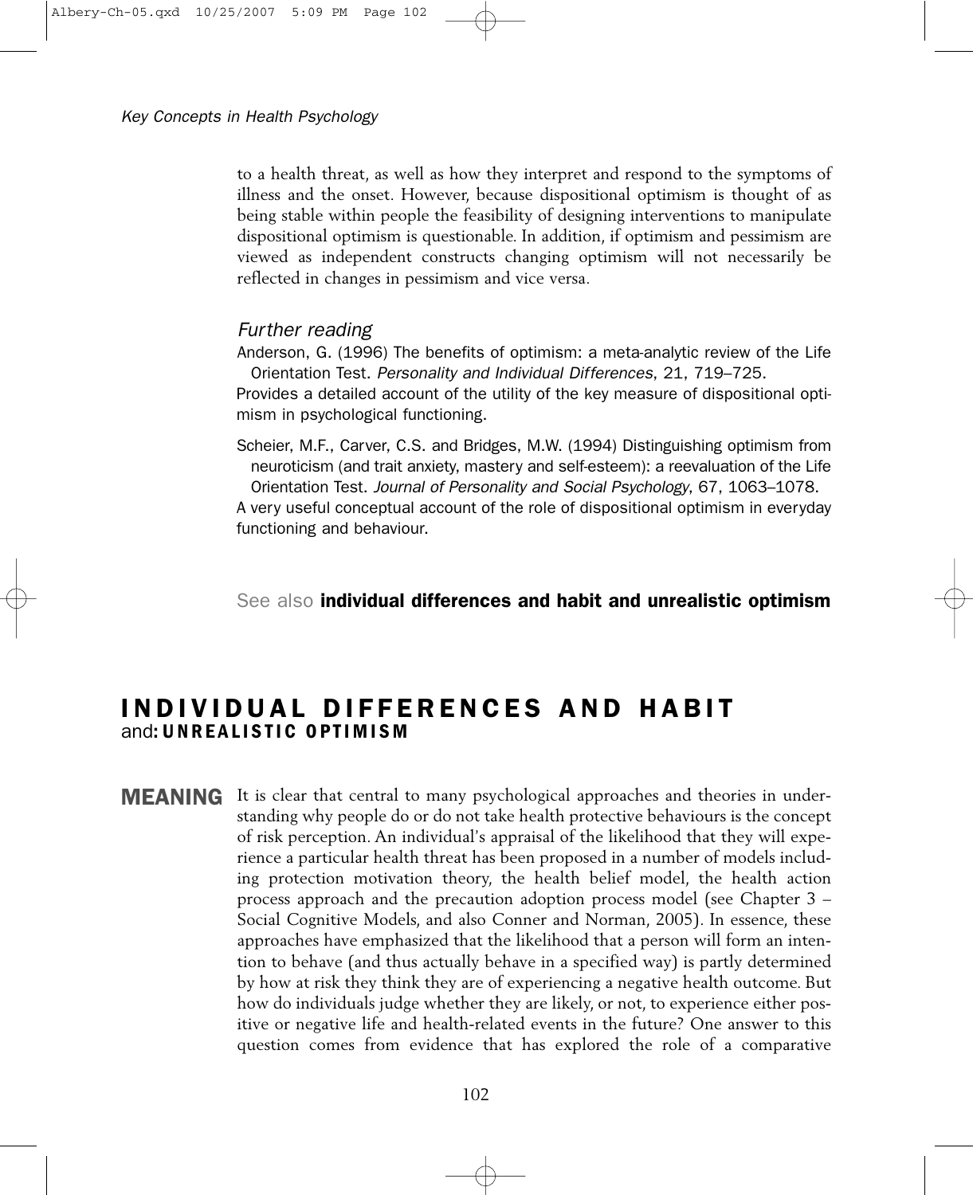to a health threat, as well as how they interpret and respond to the symptoms of illness and the onset. However, because dispositional optimism is thought of as being stable within people the feasibility of designing interventions to manipulate dispositional optimism is questionable. In addition, if optimism and pessimism are viewed as independent constructs changing optimism will not necessarily be reflected in changes in pessimism and vice versa.

### *Further reading*

Anderson, G. (1996) The benefits of optimism: a meta-analytic review of the Life Orientation Test. *Personality and Individual Differences*, 21, 719–725.

Provides a detailed account of the utility of the key measure of dispositional optimism in psychological functioning.

Scheier, M.F., Carver, C.S. and Bridges, M.W. (1994) Distinguishing optimism from neuroticism (and trait anxiety, mastery and self-esteem): a reevaluation of the Life Orientation Test. *Journal of Personality and Social Psychology*, 67, 1063–1078.

A very useful conceptual account of the role of dispositional optimism in everyday functioning and behaviour.

See also **individual differences and habit and unrealistic optimism**

## INDIVIDUAL DIFFERENCES AND HABIT and: UNREALISTIC OPTIMISM

**MEANING** It is clear that central to many psychological approaches and theories in understanding why people do or do not take health protective behaviours is the concept of risk perception. An individual's appraisal of the likelihood that they will experience a particular health threat has been proposed in a number of models including protection motivation theory, the health belief model, the health action process approach and the precaution adoption process model (see Chapter 3 – Social Cognitive Models, and also Conner and Norman, 2005). In essence, these approaches have emphasized that the likelihood that a person will form an intention to behave (and thus actually behave in a specified way) is partly determined by how at risk they think they are of experiencing a negative health outcome. But how do individuals judge whether they are likely, or not, to experience either positive or negative life and health-related events in the future? One answer to this question comes from evidence that has explored the role of a comparative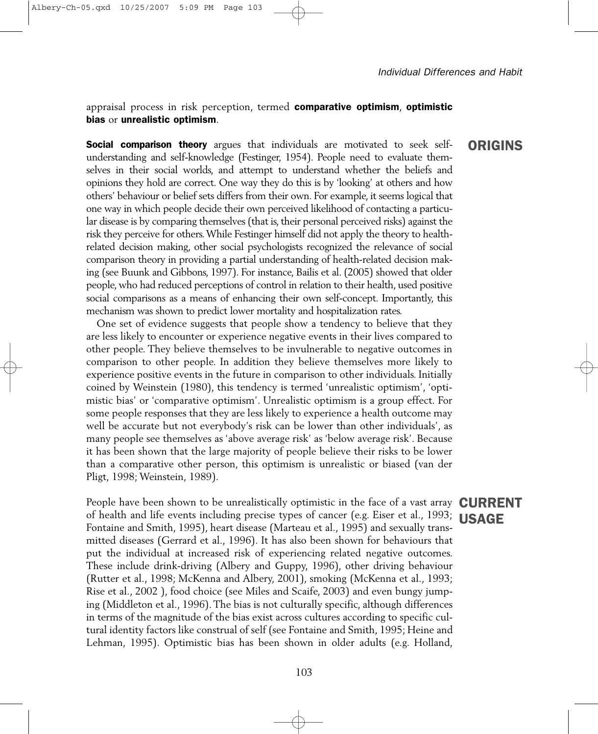appraisal process in risk perception, termed **comparative optimism**, **optimistic bias** or **unrealistic optimism**.

## ORIGINS

**Social comparison theory** argues that individuals are motivated to seek self-understanding and self-knowledge (Festinger, 1954). People need to evaluate themselves in their social worlds, and attempt to understand whether the beliefs and opinions they hold are correct. One way they do this is by 'looking' at others and how others' behaviour or belief sets differs from their own. For example, it seems logical that one way in which people decide their own perceived likelihood of contacting a particular disease is by comparing themselves (that is, their personal perceived risks) against the risk they perceive for others. While Festinger himself did not apply the theory to health-related decision making, other social psychologists recognized the relevance of social comparison theory in providing a partial understanding of health-related decision making (see Buunk and Gibbons, 1997). For instance, Bailis et al. (2005) showed that older people, who had reduced perceptions of control in relation to their health, used positive social comparisons as a means of enhancing their own self-concept. Importantly, this mechanism was shown to predict lower mortality and hospitalization rates.

One set of evidence suggests that people show a tendency to believe that they are less likely to encounter or experience negative events in their lives compared to other people. They believe themselves to be invulnerable to negative outcomes in comparison to other people. In addition they believe themselves more likely to experience positive events in the future in comparison to other individuals. Initially coined by Weinstein (1980), this tendency is termed 'unrealistic optimism', 'optimistic bias' or 'comparative optimism'. Unrealistic optimism is a group effect. For some people responses that they are less likely to experience a health outcome may well be accurate but not everybody's risk can be lower than other individuals', as many people see themselves as 'above average risk' as 'below average risk'. Because it has been shown that the large majority of people believe their risks to be lower than a comparative other person, this optimism is unrealistic or biased (van der Pligt, 1998; Weinstein, 1989).

## CURRENT USAGE

People have been shown to be unrealistically optimistic in the face of a vast array of health and life events including precise types of cancer (e.g. Eiser et al., 1993; Fontaine and Smith, 1995), heart disease (Marteau et al., 1995) and sexually transmitted diseases (Gerrard et al., 1996). It has also been shown for behaviours that put the individual at increased risk of experiencing related negative outcomes. These include drink-driving (Albery and Guppy, 1996), other driving behaviour (Rutter et al., 1998; McKenna and Albery, 2001), smoking (McKenna et al., 1993; Rise et al., 2002 ), food choice (see Miles and Scaife, 2003) and even bungy jumping (Middleton et al., 1996). The bias is not culturally specific, although differences in terms of the magnitude of the bias exist across cultures according to specific cultural identity factors like construal of self (see Fontaine and Smith, 1995; Heine and Lehman, 1995). Optimistic bias has been shown in older adults (e.g. Holland,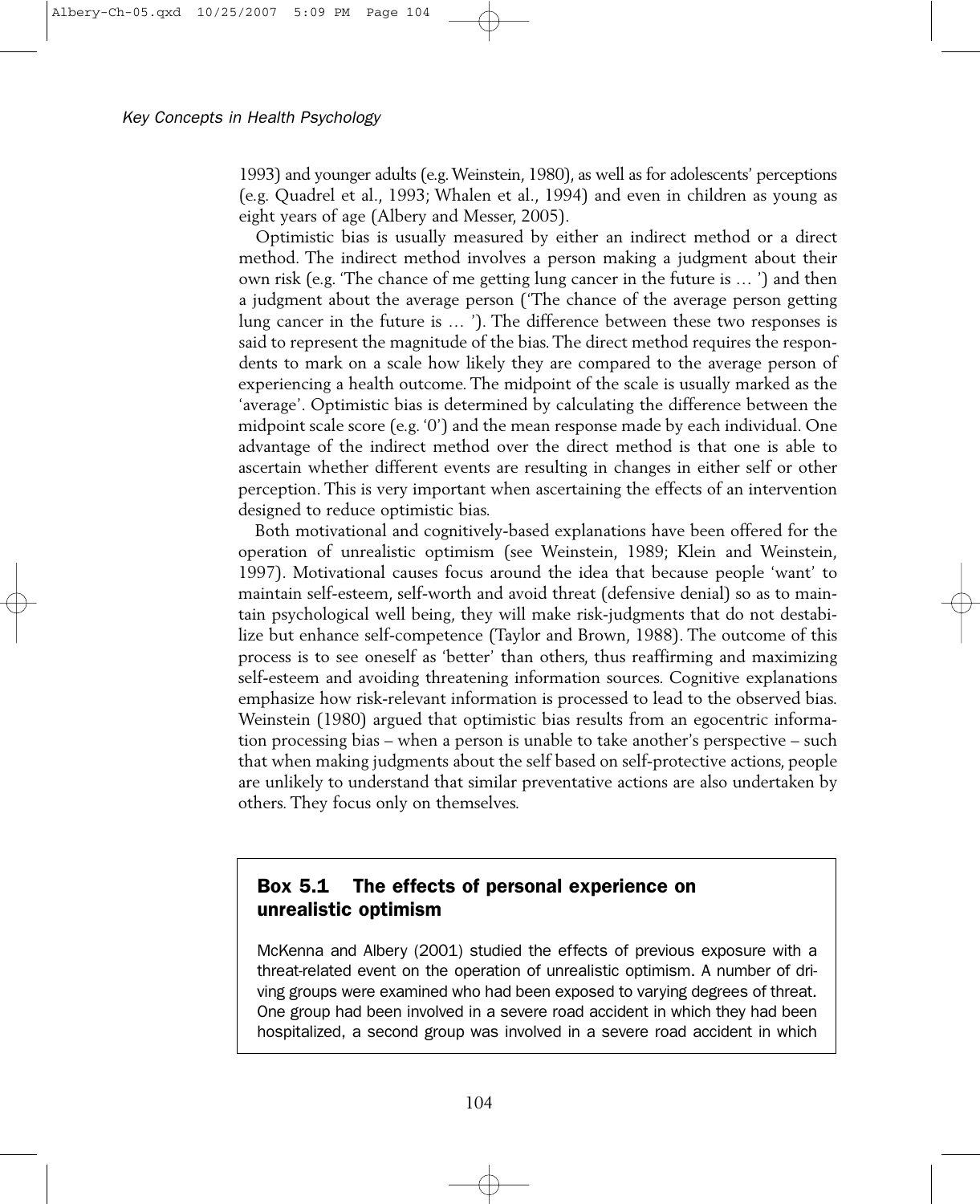1993) and younger adults (e.g. Weinstein, 1980), as well as for adolescents' perceptions (e.g. Quadrel et al., 1993; Whalen et al., 1994) and even in children as young as eight years of age (Albery and Messer, 2005).

Optimistic bias is usually measured by either an indirect method or a direct method. The indirect method involves a person making a judgment about their own risk (e.g. 'The chance of me getting lung cancer in the future is … ') and then a judgment about the average person ('The chance of the average person getting lung cancer in the future is … '). The difference between these two responses is said to represent the magnitude of the bias. The direct method requires the respondents to mark on a scale how likely they are compared to the average person of experiencing a health outcome. The midpoint of the scale is usually marked as the 'average'. Optimistic bias is determined by calculating the difference between the midpoint scale score (e.g. '0') and the mean response made by each individual. One advantage of the indirect method over the direct method is that one is able to ascertain whether different events are resulting in changes in either self or other perception. This is very important when ascertaining the effects of an intervention designed to reduce optimistic bias.

Both motivational and cognitively-based explanations have been offered for the operation of unrealistic optimism (see Weinstein, 1989; Klein and Weinstein, 1997). Motivational causes focus around the idea that because people 'want' to maintain self-esteem, self-worth and avoid threat (defensive denial) so as to maintain psychological well being, they will make risk-judgments that do not destabilize but enhance self-competence (Taylor and Brown, 1988). The outcome of this process is to see oneself as 'better' than others, thus reaffirming and maximizing self-esteem and avoiding threatening information sources. Cognitive explanations emphasize how risk-relevant information is processed to lead to the observed bias. Weinstein (1980) argued that optimistic bias results from an egocentric information processing bias – when a person is unable to take another's perspective – such that when making judgments about the self based on self-protective actions, people are unlikely to understand that similar preventative actions are also undertaken by others. They focus only on themselves.

### Box 5.1 The effects of personal experience on unrealistic optimism

McKenna and Albery (2001) studied the effects of previous exposure with a threat-related event on the operation of unrealistic optimism. A number of driving groups were examined who had been exposed to varying degrees of threat. One group had been involved in a severe road accident in which they had been hospitalized, a second group was involved in a severe road accident in which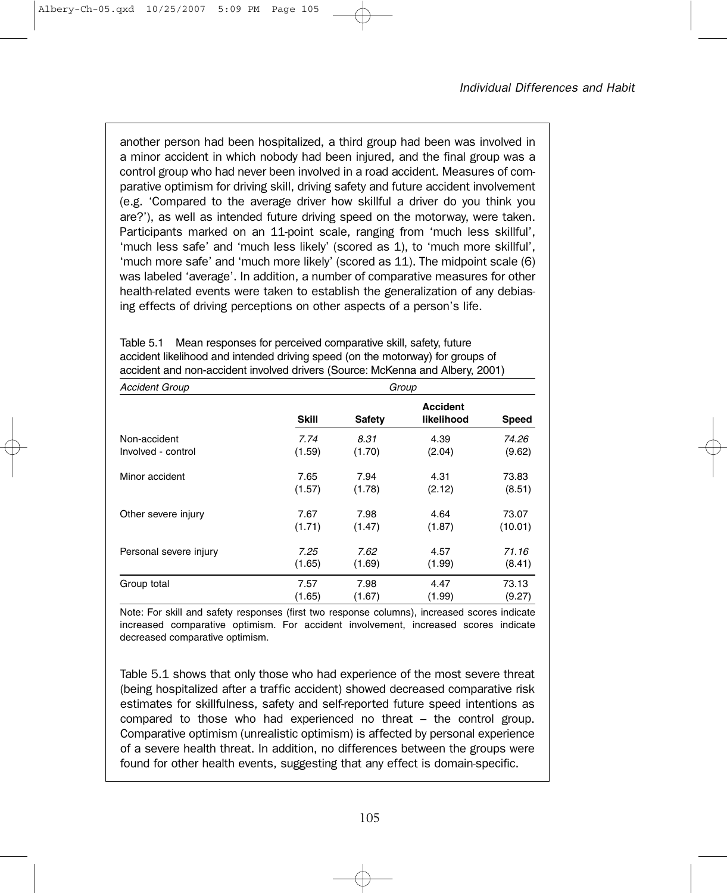another person had been hospitalized, a third group had been was involved in a minor accident in which nobody had been injured, and the final group was a control group who had never been involved in a road accident. Measures of comparative optimism for driving skill, driving safety and future accident involvement (e.g. 'Compared to the average driver how skillful a driver do you think you are?'), as well as intended future driving speed on the motorway, were taken. Participants marked on an 11-point scale, ranging from 'much less skillful', 'much less safe' and 'much less likely' (scored as 1), to 'much more skillful', 'much more safe' and 'much more likely' (scored as 11). The midpoint scale (6) was labeled 'average'. In addition, a number of comparative measures for other health-related events were taken to establish the generalization of any debiasing effects of driving perceptions on other aspects of a person's life.

Table 5.1 Mean responses for perceived comparative skill, safety, future accident likelihood and intended driving speed (on the motorway) for groups of accident and non-accident involved drivers (Source: McKenna and Albery, 2001)

| *Accident Group* | *Group* | | | |
|---|---|---|---|---|
| | **Skill** | **Safety** | **Accident likelihood** | **Speed** |
| Non-accident Involved - control | *7.74* (1.59) | *8.31* (1.70) | 4.39 (2.04) | *74.26* (9.62) |
| Minor accident | 7.65 (1.57) | 7.94 (1.78) | 4.31 (2.12) | 73.83 (8.51) |
| Other severe injury | 7.67 (1.71) | 7.98 (1.47) | 4.64 (1.87) | 73.07 (10.01) |
| Personal severe injury | *7.25* (1.65) | *7.62* (1.69) | 4.57 (1.99) | *71.16* (8.41) |
| Group total | 7.57 (1.65) | 7.98 (1.67) | 4.47 (1.99) | 73.13 (9.27) |

Note: For skill and safety responses (first two response columns), increased scores indicate increased comparative optimism. For accident involvement, increased scores indicate decreased comparative optimism.

Table 5.1 shows that only those who had experience of the most severe threat (being hospitalized after a traffic accident) showed decreased comparative risk estimates for skillfulness, safety and self-reported future speed intentions as compared to those who had experienced no threat – the control group. Comparative optimism (unrealistic optimism) is affected by personal experience of a severe health threat. In addition, no differences between the groups were found for other health events, suggesting that any effect is domain-specific.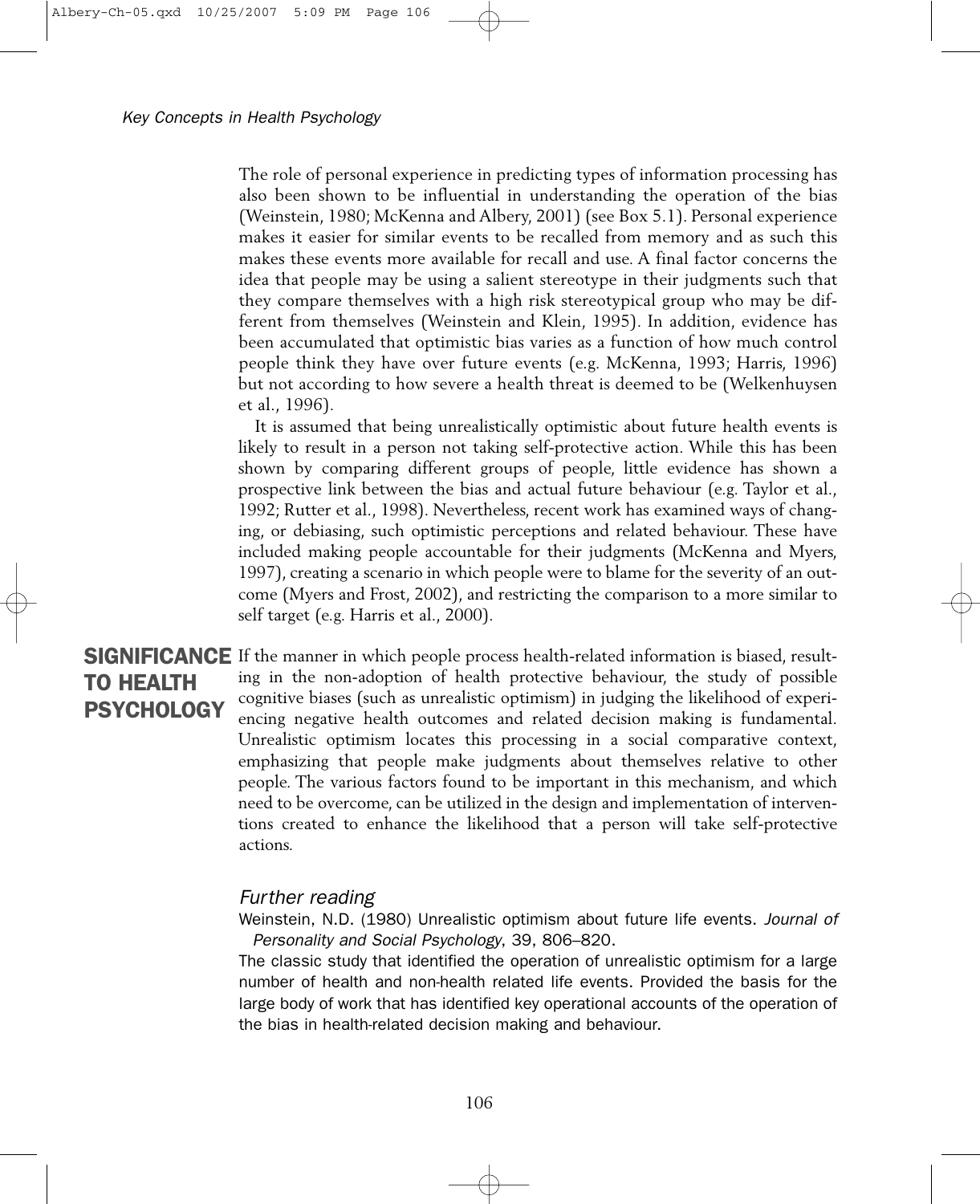The role of personal experience in predicting types of information processing has also been shown to be influential in understanding the operation of the bias (Weinstein, 1980; McKenna and Albery, 2001) (see Box 5.1). Personal experience makes it easier for similar events to be recalled from memory and as such this makes these events more available for recall and use. A final factor concerns the idea that people may be using a salient stereotype in their judgments such that they compare themselves with a high risk stereotypical group who may be different from themselves (Weinstein and Klein, 1995). In addition, evidence has been accumulated that optimistic bias varies as a function of how much control people think they have over future events (e.g. McKenna, 1993; Harris, 1996) but not according to how severe a health threat is deemed to be (Welkenhuysen et al., 1996).

It is assumed that being unrealistically optimistic about future health events is likely to result in a person not taking self-protective action. While this has been shown by comparing different groups of people, little evidence has shown a prospective link between the bias and actual future behaviour (e.g. Taylor et al., 1992; Rutter et al., 1998). Nevertheless, recent work has examined ways of changing, or debiasing, such optimistic perceptions and related behaviour. These have included making people accountable for their judgments (McKenna and Myers, 1997), creating a scenario in which people were to blame for the severity of an outcome (Myers and Frost, 2002), and restricting the comparison to a more similar to self target (e.g. Harris et al., 2000).

## SIGNIFICANCE TO HEALTH PSYCHOLOGY

If the manner in which people process health-related information is biased, resulting in the non-adoption of health protective behaviour, the study of possible cognitive biases (such as unrealistic optimism) in judging the likelihood of experiencing negative health outcomes and related decision making is fundamental. Unrealistic optimism locates this processing in a social comparative context, emphasizing that people make judgments about themselves relative to other people. The various factors found to be important in this mechanism, and which need to be overcome, can be utilized in the design and implementation of interventions created to enhance the likelihood that a person will take self-protective actions.

### *Further reading*

Weinstein, N.D. (1980) Unrealistic optimism about future life events. *Journal of Personality and Social Psychology*, 39, 806–820.

The classic study that identified the operation of unrealistic optimism for a large number of health and non-health related life events. Provided the basis for the large body of work that has identified key operational accounts of the operation of the bias in health-related decision making and behaviour.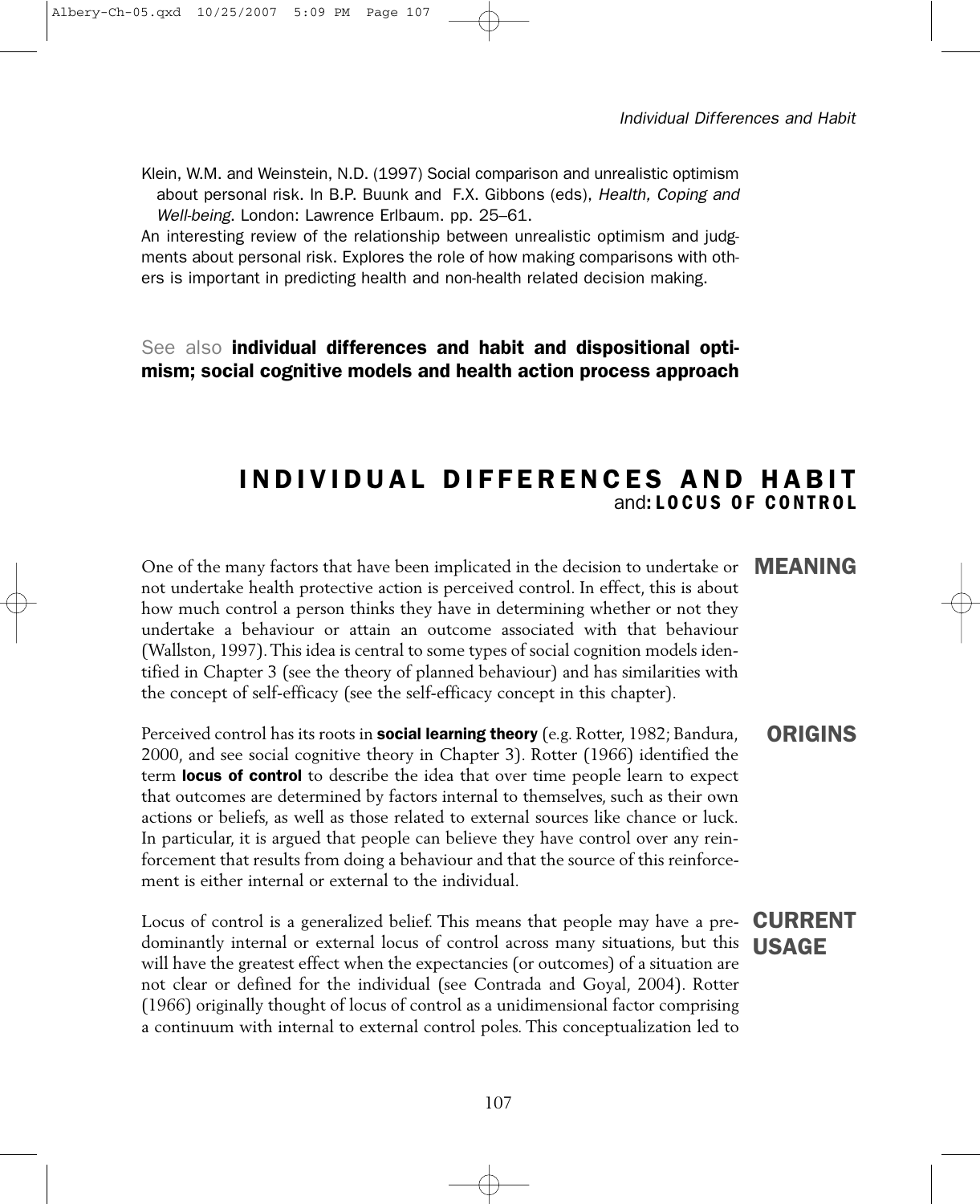Klein, W.M. and Weinstein, N.D. (1997) Social comparison and unrealistic optimism about personal risk. In B.P. Buunk and F.X. Gibbons (eds), *Health, Coping and Well-being*. London: Lawrence Erlbaum. pp. 25–61.

An interesting review of the relationship between unrealistic optimism and judgments about personal risk. Explores the role of how making comparisons with others is important in predicting health and non-health related decision making.

See also **individual differences and habit and dispositional optimism; social cognitive models and health action process approach**

# INDIVIDUAL DIFFERENCES AND HABIT and: LOCUS OF CONTROL

## MEANING

One of the many factors that have been implicated in the decision to undertake or not undertake health protective action is perceived control. In effect, this is about how much control a person thinks they have in determining whether or not they undertake a behaviour or attain an outcome associated with that behaviour (Wallston, 1997). This idea is central to some types of social cognition models identified in Chapter 3 (see the theory of planned behaviour) and has similarities with the concept of self-efficacy (see the self-efficacy concept in this chapter).

## ORIGINS

Perceived control has its roots in **social learning theory** (e.g. Rotter, 1982; Bandura, 2000, and see social cognitive theory in Chapter 3). Rotter (1966) identified the term **locus of control** to describe the idea that over time people learn to expect that outcomes are determined by factors internal to themselves, such as their own actions or beliefs, as well as those related to external sources like chance or luck. In particular, it is argued that people can believe they have control over any reinforcement that results from doing a behaviour and that the source of this reinforcement is either internal or external to the individual.

## CURRENT USAGE

Locus of control is a generalized belief. This means that people may have a predominantly internal or external locus of control across many situations, but this will have the greatest effect when the expectancies (or outcomes) of a situation are not clear or defined for the individual (see Contrada and Goyal, 2004). Rotter (1966) originally thought of locus of control as a unidimensional factor comprising a continuum with internal to external control poles. This conceptualization led to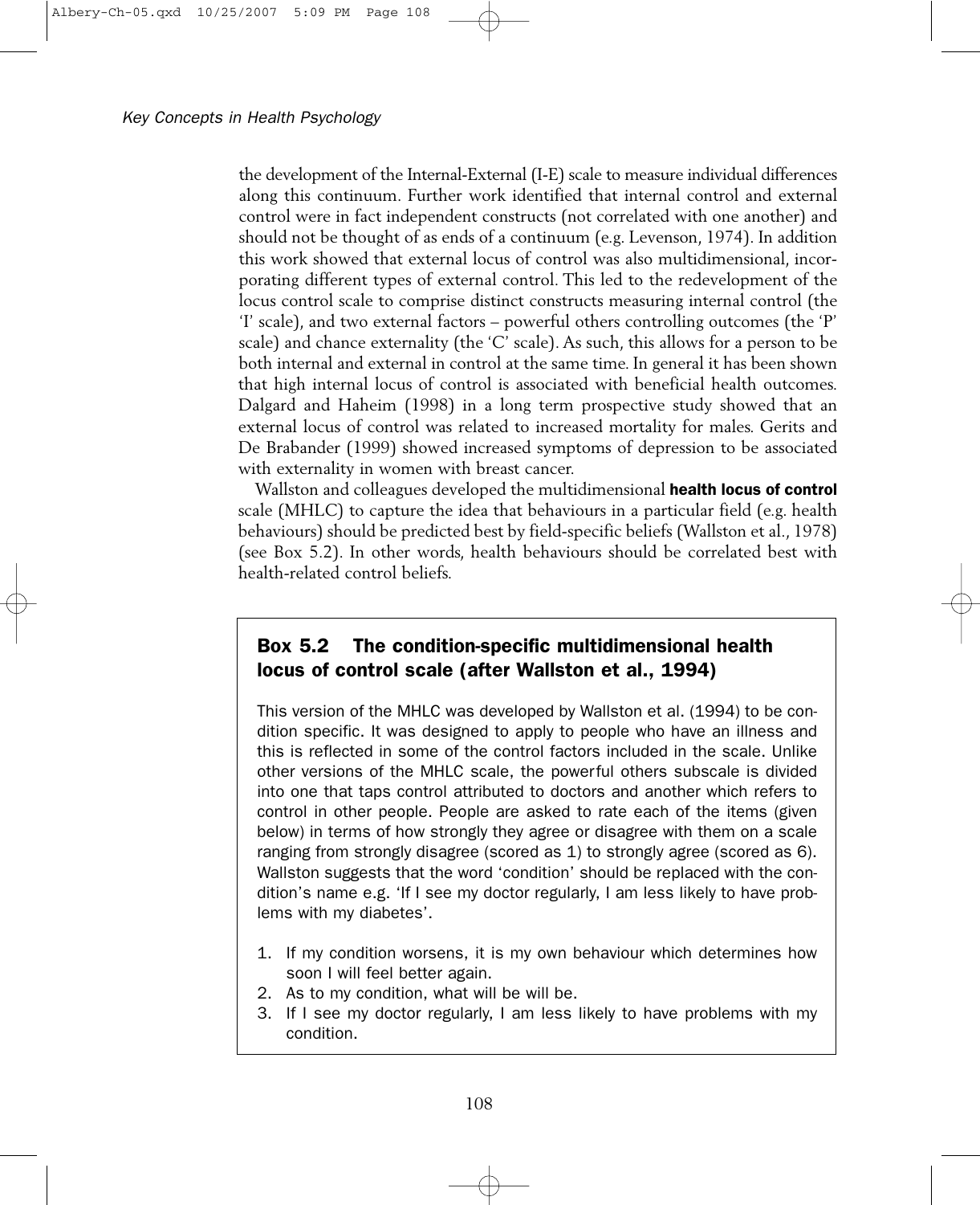the development of the Internal-External (I-E) scale to measure individual differences along this continuum. Further work identified that internal control and external control were in fact independent constructs (not correlated with one another) and should not be thought of as ends of a continuum (e.g. Levenson, 1974). In addition this work showed that external locus of control was also multidimensional, incorporating different types of external control. This led to the redevelopment of the locus control scale to comprise distinct constructs measuring internal control (the 'I' scale), and two external factors – powerful others controlling outcomes (the 'P' scale) and chance externality (the 'C' scale). As such, this allows for a person to be both internal and external in control at the same time. In general it has been shown that high internal locus of control is associated with beneficial health outcomes. Dalgard and Haheim (1998) in a long term prospective study showed that an external locus of control was related to increased mortality for males. Gerits and De Brabander (1999) showed increased symptoms of depression to be associated with externality in women with breast cancer.

Wallston and colleagues developed the multidimensional **health locus of control** scale (MHLC) to capture the idea that behaviours in a particular field (e.g. health behaviours) should be predicted best by field-specific beliefs (Wallston et al., 1978) (see Box 5.2). In other words, health behaviours should be correlated best with health-related control beliefs.

### Box 5.2 The condition-specific multidimensional health locus of control scale (after Wallston et al., 1994)

This version of the MHLC was developed by Wallston et al. (1994) to be condition specific. It was designed to apply to people who have an illness and this is reflected in some of the control factors included in the scale. Unlike other versions of the MHLC scale, the powerful others subscale is divided into one that taps control attributed to doctors and another which refers to control in other people. People are asked to rate each of the items (given below) in terms of how strongly they agree or disagree with them on a scale ranging from strongly disagree (scored as 1) to strongly agree (scored as 6). Wallston suggests that the word 'condition' should be replaced with the condition's name e.g. 'If I see my doctor regularly, I am less likely to have problems with my diabetes'.

1. If my condition worsens, it is my own behaviour which determines how soon I will feel better again.
2. As to my condition, what will be will be.
3. If I see my doctor regularly, I am less likely to have problems with my condition.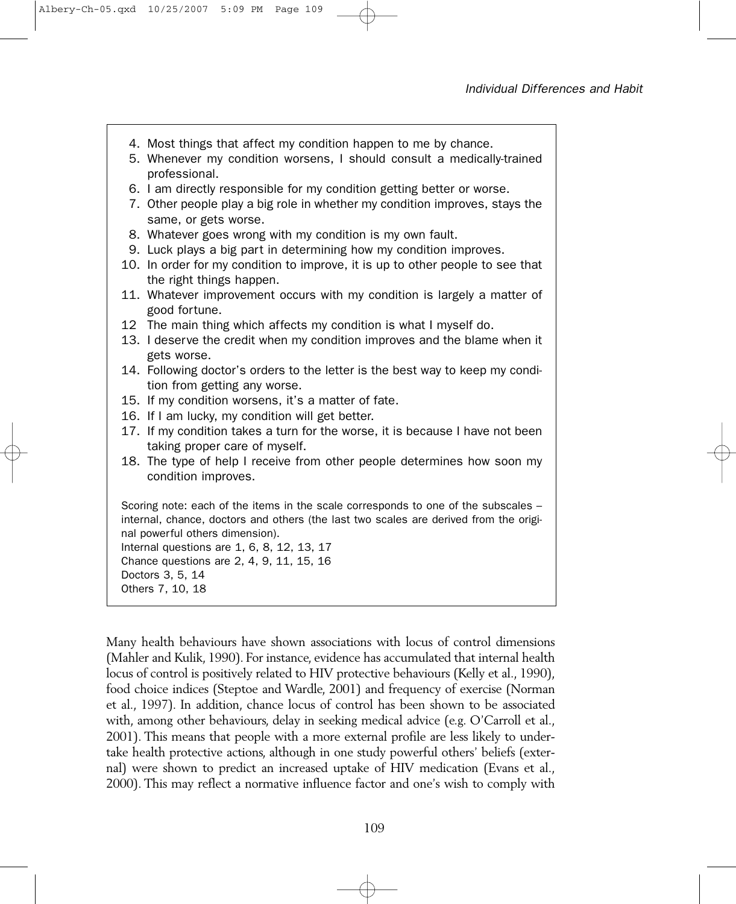4. Most things that affect my condition happen to me by chance.
5. Whenever my condition worsens, I should consult a medically-trained professional.
6. I am directly responsible for my condition getting better or worse.
7. Other people play a big role in whether my condition improves, stays the same, or gets worse.
8. Whatever goes wrong with my condition is my own fault.
9. Luck plays a big part in determining how my condition improves.
10. In order for my condition to improve, it is up to other people to see that the right things happen.
11. Whatever improvement occurs with my condition is largely a matter of good fortune.
12 The main thing which affects my condition is what I myself do.
13. I deserve the credit when my condition improves and the blame when it gets worse.
14. Following doctor's orders to the letter is the best way to keep my condition from getting any worse.
15. If my condition worsens, it's a matter of fate.
16. If I am lucky, my condition will get better.
17. If my condition takes a turn for the worse, it is because I have not been taking proper care of myself.
18. The type of help I receive from other people determines how soon my condition improves.

Scoring note: each of the items in the scale corresponds to one of the subscales – internal, chance, doctors and others (the last two scales are derived from the original powerful others dimension).
Internal questions are 1, 6, 8, 12, 13, 17
Chance questions are 2, 4, 9, 11, 15, 16
Doctors 3, 5, 14
Others 7, 10, 18

Many health behaviours have shown associations with locus of control dimensions (Mahler and Kulik, 1990). For instance, evidence has accumulated that internal health locus of control is positively related to HIV protective behaviours (Kelly et al., 1990), food choice indices (Steptoe and Wardle, 2001) and frequency of exercise (Norman et al., 1997). In addition, chance locus of control has been shown to be associated with, among other behaviours, delay in seeking medical advice (e.g. O'Carroll et al., 2001). This means that people with a more external profile are less likely to undertake health protective actions, although in one study powerful others' beliefs (external) were shown to predict an increased uptake of HIV medication (Evans et al., 2000). This may reflect a normative influence factor and one's wish to comply with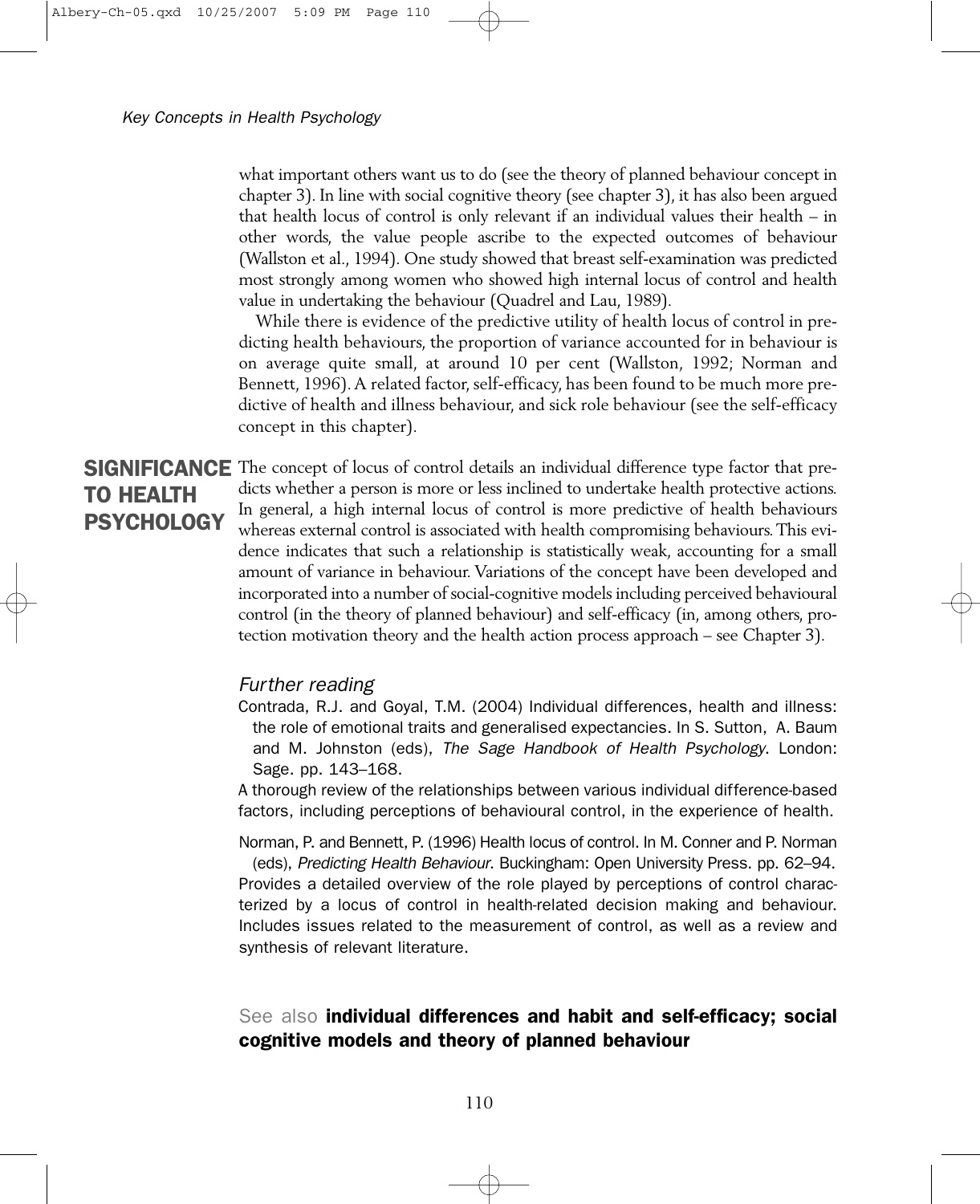what important others want us to do (see the theory of planned behaviour concept in chapter 3). In line with social cognitive theory (see chapter 3), it has also been argued that health locus of control is only relevant if an individual values their health – in other words, the value people ascribe to the expected outcomes of behaviour (Wallston et al., 1994). One study showed that breast self-examination was predicted most strongly among women who showed high internal locus of control and health value in undertaking the behaviour (Quadrel and Lau, 1989).

While there is evidence of the predictive utility of health locus of control in predicting health behaviours, the proportion of variance accounted for in behaviour is on average quite small, at around 10 per cent (Wallston, 1992; Norman and Bennett, 1996). A related factor, self-efficacy, has been found to be much more predictive of health and illness behaviour, and sick role behaviour (see the self-efficacy concept in this chapter).

## SIGNIFICANCE TO HEALTH PSYCHOLOGY

The concept of locus of control details an individual difference type factor that predicts whether a person is more or less inclined to undertake health protective actions. In general, a high internal locus of control is more predictive of health behaviours whereas external control is associated with health compromising behaviours. This evidence indicates that such a relationship is statistically weak, accounting for a small amount of variance in behaviour. Variations of the concept have been developed and incorporated into a number of social-cognitive models including perceived behavioural control (in the theory of planned behaviour) and self-efficacy (in, among others, protection motivation theory and the health action process approach – see Chapter 3).

### *Further reading*

Contrada, R.J. and Goyal, T.M. (2004) Individual differences, health and illness: the role of emotional traits and generalised expectancies. In S. Sutton, A. Baum and M. Johnston (eds), *The Sage Handbook of Health Psychology*. London: Sage. pp. 143–168.

A thorough review of the relationships between various individual difference-based factors, including perceptions of behavioural control, in the experience of health.

Norman, P. and Bennett, P. (1996) Health locus of control. In M. Conner and P. Norman (eds), *Predicting Health Behaviour*. Buckingham: Open University Press. pp. 62–94.

Provides a detailed overview of the role played by perceptions of control characterized by a locus of control in health-related decision making and behaviour. Includes issues related to the measurement of control, as well as a review and synthesis of relevant literature.

See also **individual differences and habit and self-efficacy; social cognitive models and theory of planned behaviour**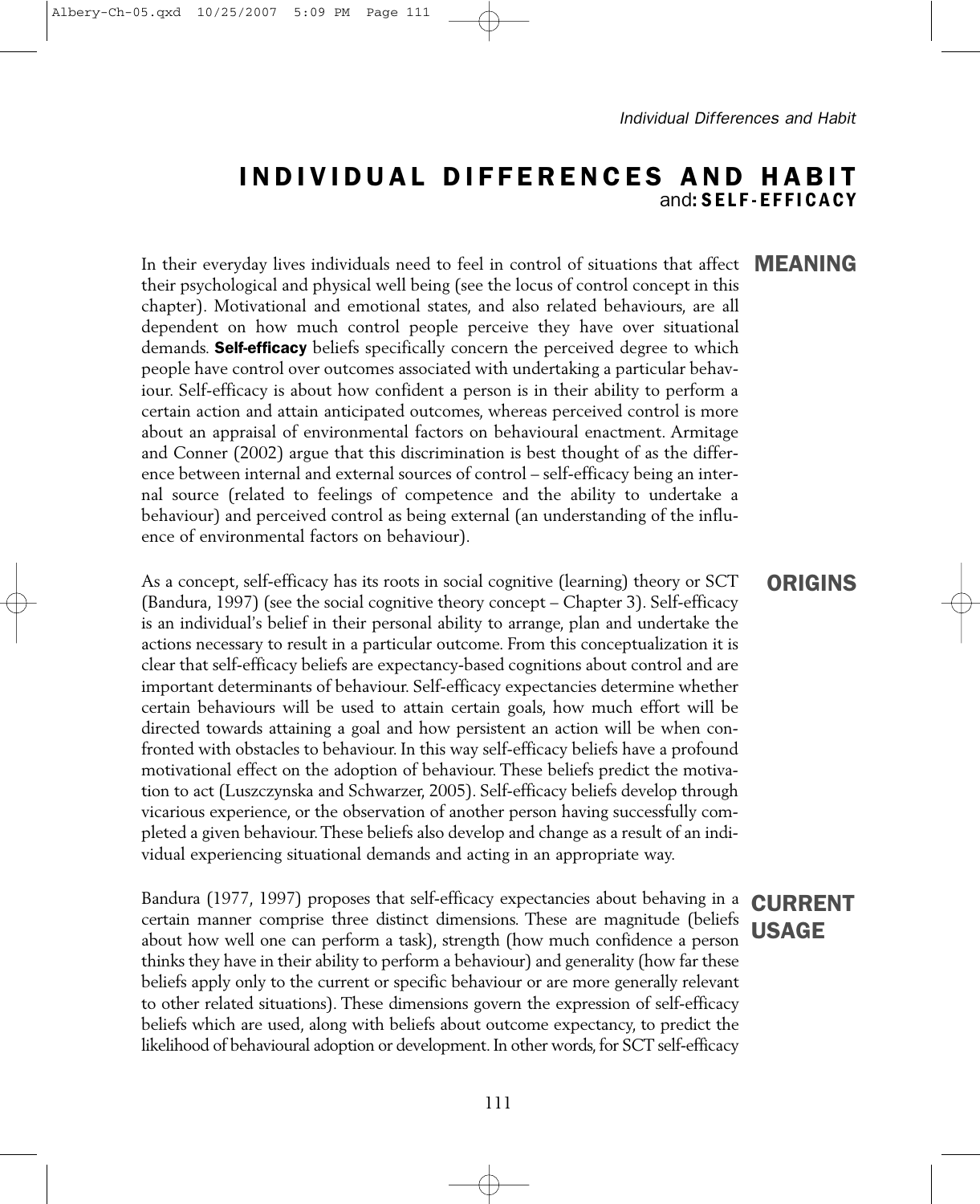# INDIVIDUAL DIFFERENCES AND HABIT

and: **SELF-EFFICACY**

## MEANING

In their everyday lives individuals need to feel in control of situations that affect their psychological and physical well being (see the locus of control concept in this chapter). Motivational and emotional states, and also related behaviours, are all dependent on how much control people perceive they have over situational demands. **Self-efficacy** beliefs specifically concern the perceived degree to which people have control over outcomes associated with undertaking a particular behaviour. Self-efficacy is about how confident a person is in their ability to perform a certain action and attain anticipated outcomes, whereas perceived control is more about an appraisal of environmental factors on behavioural enactment. Armitage and Conner (2002) argue that this discrimination is best thought of as the difference between internal and external sources of control – self-efficacy being an internal source (related to feelings of competence and the ability to undertake a behaviour) and perceived control as being external (an understanding of the influence of environmental factors on behaviour).

## ORIGINS

As a concept, self-efficacy has its roots in social cognitive (learning) theory or SCT (Bandura, 1997) (see the social cognitive theory concept – Chapter 3). Self-efficacy is an individual's belief in their personal ability to arrange, plan and undertake the actions necessary to result in a particular outcome. From this conceptualization it is clear that self-efficacy beliefs are expectancy-based cognitions about control and are important determinants of behaviour. Self-efficacy expectancies determine whether certain behaviours will be used to attain certain goals, how much effort will be directed towards attaining a goal and how persistent an action will be when confronted with obstacles to behaviour. In this way self-efficacy beliefs have a profound motivational effect on the adoption of behaviour. These beliefs predict the motivation to act (Luszczynska and Schwarzer, 2005). Self-efficacy beliefs develop through vicarious experience, or the observation of another person having successfully completed a given behaviour. These beliefs also develop and change as a result of an individual experiencing situational demands and acting in an appropriate way.

## CURRENT USAGE

Bandura (1977, 1997) proposes that self-efficacy expectancies about behaving in a certain manner comprise three distinct dimensions. These are magnitude (beliefs about how well one can perform a task), strength (how much confidence a person thinks they have in their ability to perform a behaviour) and generality (how far these beliefs apply only to the current or specific behaviour or are more generally relevant to other related situations). These dimensions govern the expression of self-efficacy beliefs which are used, along with beliefs about outcome expectancy, to predict the likelihood of behavioural adoption or development. In other words, for SCT self-efficacy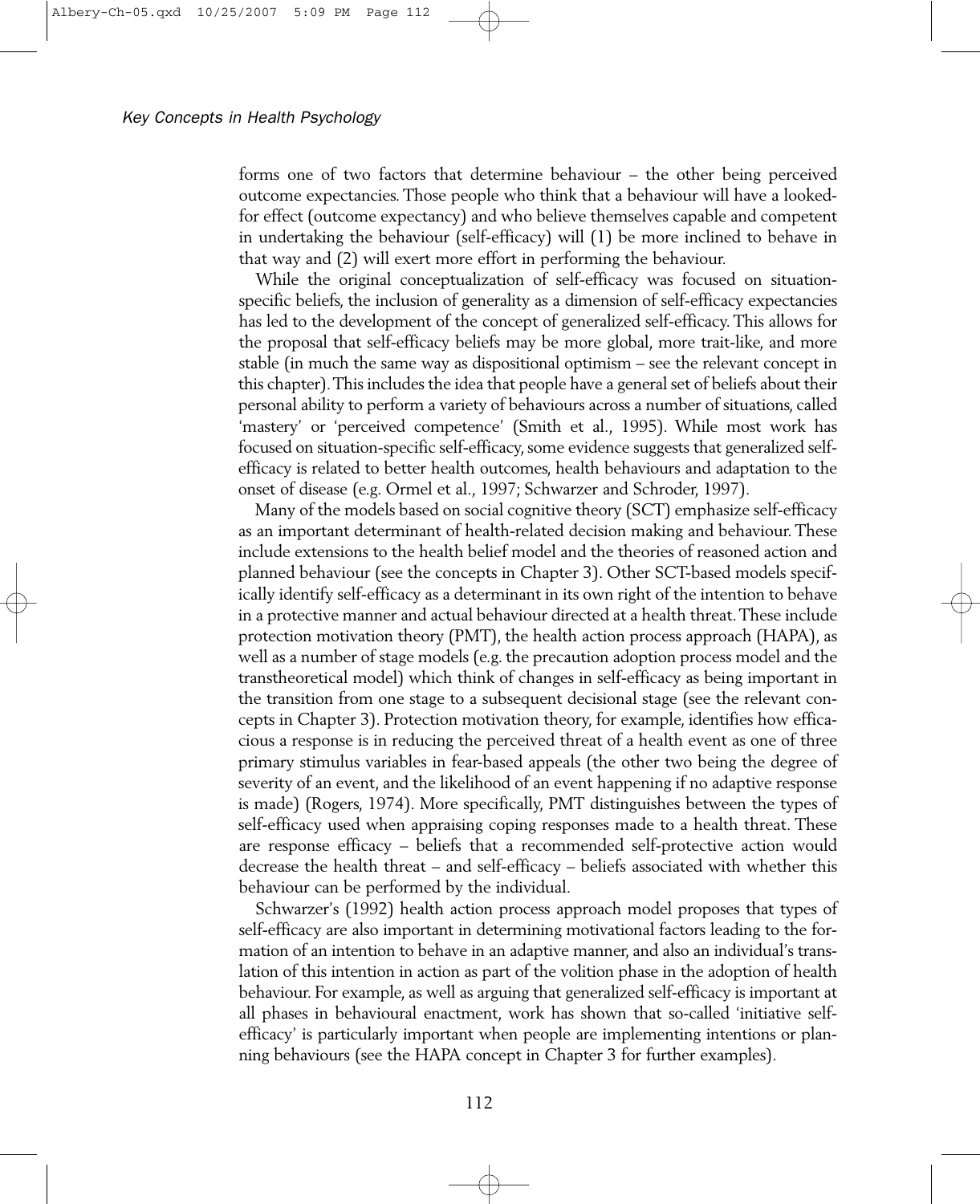forms one of two factors that determine behaviour – the other being perceived outcome expectancies. Those people who think that a behaviour will have a looked-for effect (outcome expectancy) and who believe themselves capable and competent in undertaking the behaviour (self-efficacy) will (1) be more inclined to behave in that way and (2) will exert more effort in performing the behaviour.

While the original conceptualization of self-efficacy was focused on situation-specific beliefs, the inclusion of generality as a dimension of self-efficacy expectancies has led to the development of the concept of generalized self-efficacy. This allows for the proposal that self-efficacy beliefs may be more global, more trait-like, and more stable (in much the same way as dispositional optimism – see the relevant concept in this chapter). This includes the idea that people have a general set of beliefs about their personal ability to perform a variety of behaviours across a number of situations, called 'mastery' or 'perceived competence' (Smith et al., 1995). While most work has focused on situation-specific self-efficacy, some evidence suggests that generalized self-efficacy is related to better health outcomes, health behaviours and adaptation to the onset of disease (e.g. Ormel et al., 1997; Schwarzer and Schroder, 1997).

Many of the models based on social cognitive theory (SCT) emphasize self-efficacy as an important determinant of health-related decision making and behaviour. These include extensions to the health belief model and the theories of reasoned action and planned behaviour (see the concepts in Chapter 3). Other SCT-based models specifically identify self-efficacy as a determinant in its own right of the intention to behave in a protective manner and actual behaviour directed at a health threat. These include protection motivation theory (PMT), the health action process approach (HAPA), as well as a number of stage models (e.g. the precaution adoption process model and the transtheoretical model) which think of changes in self-efficacy as being important in the transition from one stage to a subsequent decisional stage (see the relevant concepts in Chapter 3). Protection motivation theory, for example, identifies how efficacious a response is in reducing the perceived threat of a health event as one of three primary stimulus variables in fear-based appeals (the other two being the degree of severity of an event, and the likelihood of an event happening if no adaptive response is made) (Rogers, 1974). More specifically, PMT distinguishes between the types of self-efficacy used when appraising coping responses made to a health threat. These are response efficacy – beliefs that a recommended self-protective action would decrease the health threat – and self-efficacy – beliefs associated with whether this behaviour can be performed by the individual.

Schwarzer's (1992) health action process approach model proposes that types of self-efficacy are also important in determining motivational factors leading to the formation of an intention to behave in an adaptive manner, and also an individual's translation of this intention in action as part of the volition phase in the adoption of health behaviour. For example, as well as arguing that generalized self-efficacy is important at all phases in behavioural enactment, work has shown that so-called 'initiative self-efficacy' is particularly important when people are implementing intentions or planning behaviours (see the HAPA concept in Chapter 3 for further examples).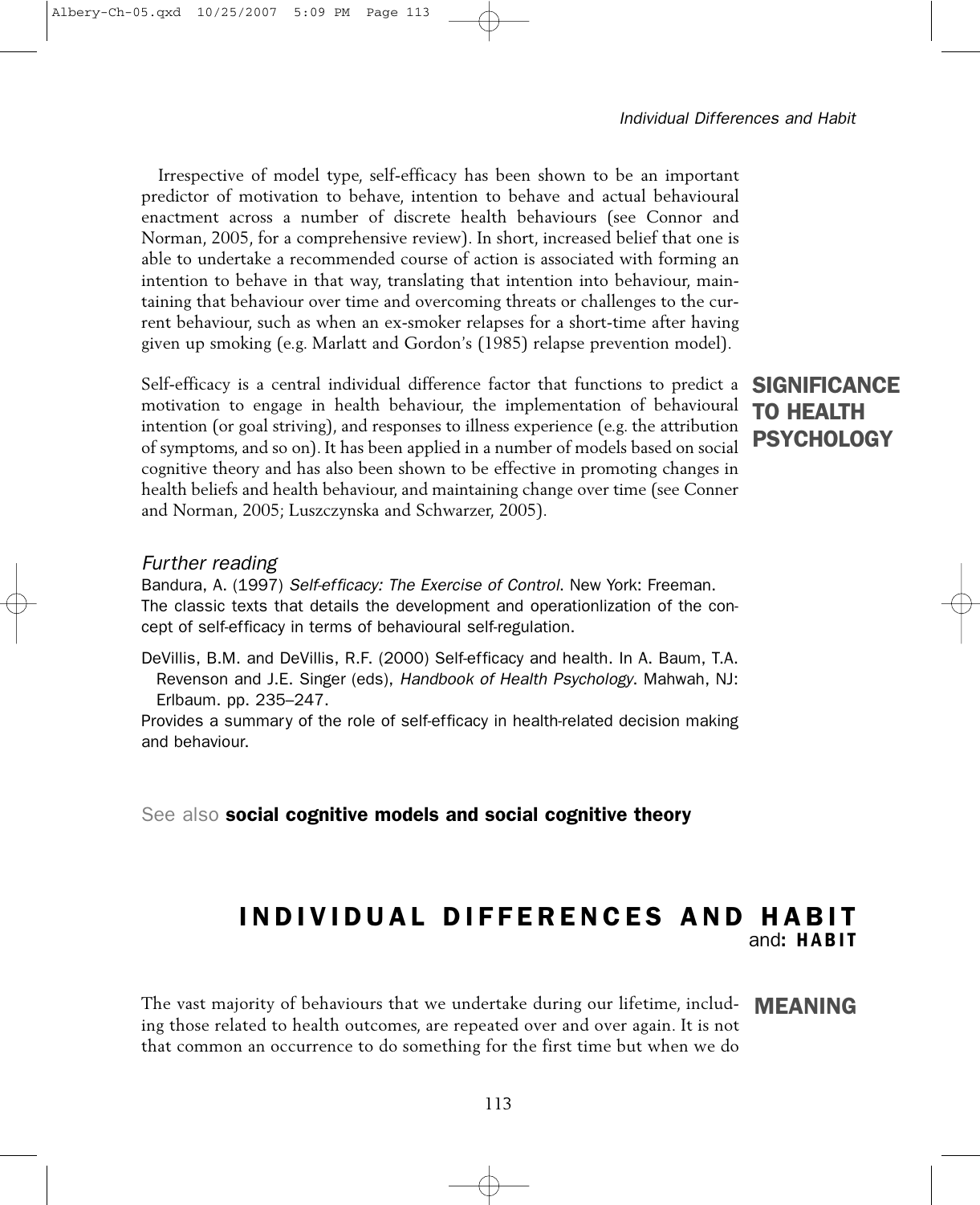Irrespective of model type, self-efficacy has been shown to be an important predictor of motivation to behave, intention to behave and actual behavioural enactment across a number of discrete health behaviours (see Connor and Norman, 2005, for a comprehensive review). In short, increased belief that one is able to undertake a recommended course of action is associated with forming an intention to behave in that way, translating that intention into behaviour, maintaining that behaviour over time and overcoming threats or challenges to the current behaviour, such as when an ex-smoker relapses for a short-time after having given up smoking (e.g. Marlatt and Gordon's (1985) relapse prevention model).

## SIGNIFICANCE TO HEALTH PSYCHOLOGY

Self-efficacy is a central individual difference factor that functions to predict a motivation to engage in health behaviour, the implementation of behavioural intention (or goal striving), and responses to illness experience (e.g. the attribution of symptoms, and so on). It has been applied in a number of models based on social cognitive theory and has also been shown to be effective in promoting changes in health beliefs and health behaviour, and maintaining change over time (see Conner and Norman, 2005; Luszczynska and Schwarzer, 2005).

### *Further reading*

Bandura, A. (1997) *Self-efficacy: The Exercise of Control*. New York: Freeman.
The classic texts that details the development and operationlization of the concept of self-efficacy in terms of behavioural self-regulation.

DeVillis, B.M. and DeVillis, R.F. (2000) Self-efficacy and health. In A. Baum, T.A. Revenson and J.E. Singer (eds), *Handbook of Health Psychology*. Mahwah, NJ: Erlbaum. pp. 235–247.
Provides a summary of the role of self-efficacy in health-related decision making and behaviour.

See also **social cognitive models and social cognitive theory**

# INDIVIDUAL DIFFERENCES AND HABIT

and: **HABIT**

## MEANING

The vast majority of behaviours that we undertake during our lifetime, including those related to health outcomes, are repeated over and over again. It is not that common an occurrence to do something for the first time but when we do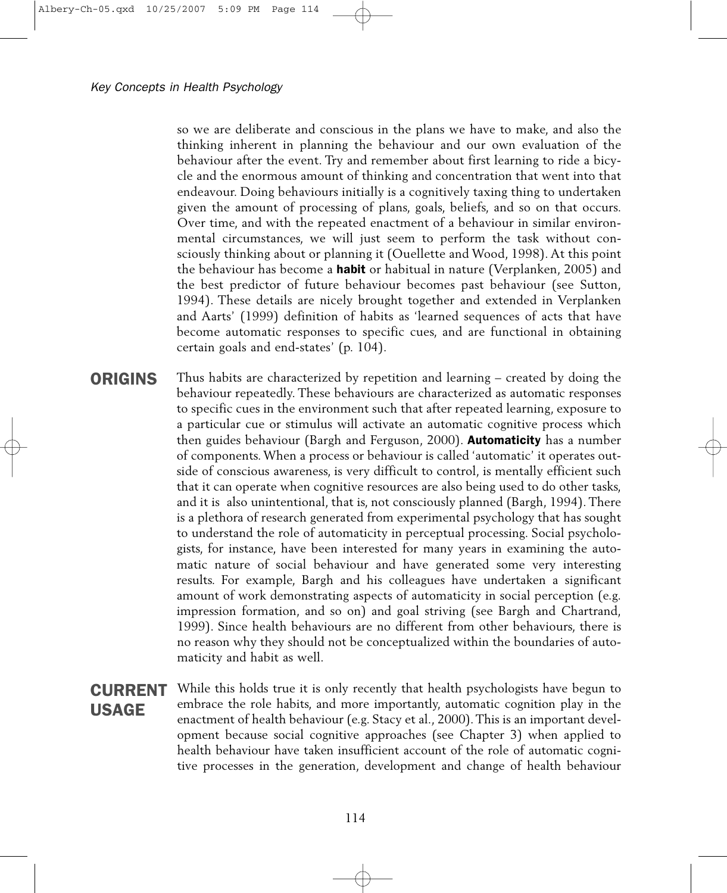so we are deliberate and conscious in the plans we have to make, and also the thinking inherent in planning the behaviour and our own evaluation of the behaviour after the event. Try and remember about first learning to ride a bicycle and the enormous amount of thinking and concentration that went into that endeavour. Doing behaviours initially is a cognitively taxing thing to undertaken given the amount of processing of plans, goals, beliefs, and so on that occurs. Over time, and with the repeated enactment of a behaviour in similar environmental circumstances, we will just seem to perform the task without consciously thinking about or planning it (Ouellette and Wood, 1998). At this point the behaviour has become a **habit** or habitual in nature (Verplanken, 2005) and the best predictor of future behaviour becomes past behaviour (see Sutton, 1994). These details are nicely brought together and extended in Verplanken and Aarts' (1999) definition of habits as 'learned sequences of acts that have become automatic responses to specific cues, and are functional in obtaining certain goals and end-states' (p. 104).

## ORIGINS

Thus habits are characterized by repetition and learning – created by doing the behaviour repeatedly. These behaviours are characterized as automatic responses to specific cues in the environment such that after repeated learning, exposure to a particular cue or stimulus will activate an automatic cognitive process which then guides behaviour (Bargh and Ferguson, 2000). **Automaticity** has a number of components. When a process or behaviour is called 'automatic' it operates outside of conscious awareness, is very difficult to control, is mentally efficient such that it can operate when cognitive resources are also being used to do other tasks, and it is also unintentional, that is, not consciously planned (Bargh, 1994). There is a plethora of research generated from experimental psychology that has sought to understand the role of automaticity in perceptual processing. Social psychologists, for instance, have been interested for many years in examining the automatic nature of social behaviour and have generated some very interesting results. For example, Bargh and his colleagues have undertaken a significant amount of work demonstrating aspects of automaticity in social perception (e.g. impression formation, and so on) and goal striving (see Bargh and Chartrand, 1999). Since health behaviours are no different from other behaviours, there is no reason why they should not be conceptualized within the boundaries of automaticity and habit as well.

## CURRENT USAGE

While this holds true it is only recently that health psychologists have begun to embrace the role habits, and more importantly, automatic cognition play in the enactment of health behaviour (e.g. Stacy et al., 2000). This is an important development because social cognitive approaches (see Chapter 3) when applied to health behaviour have taken insufficient account of the role of automatic cognitive processes in the generation, development and change of health behaviour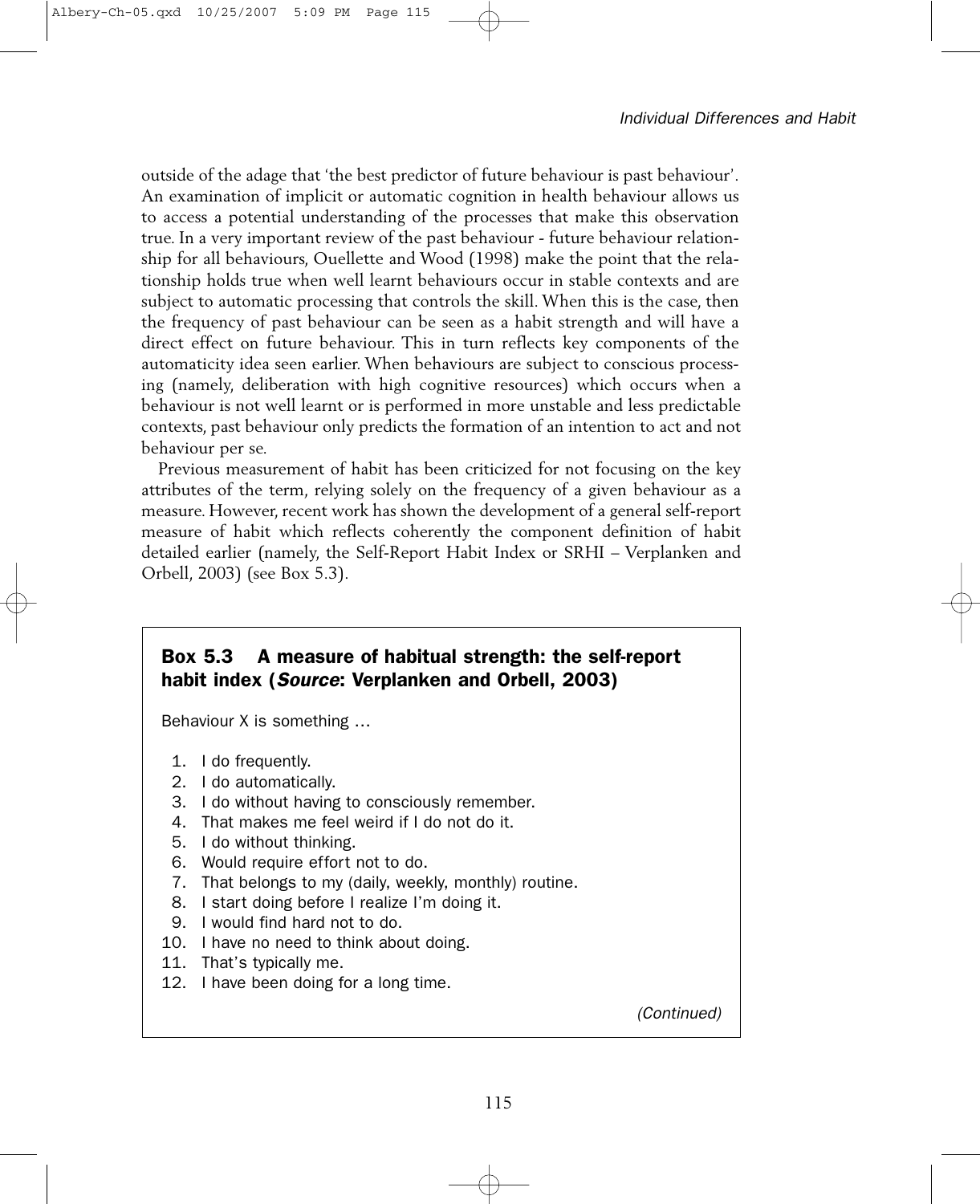outside of the adage that 'the best predictor of future behaviour is past behaviour'. An examination of implicit or automatic cognition in health behaviour allows us to access a potential understanding of the processes that make this observation true. In a very important review of the past behaviour - future behaviour relationship for all behaviours, Ouellette and Wood (1998) make the point that the relationship holds true when well learnt behaviours occur in stable contexts and are subject to automatic processing that controls the skill. When this is the case, then the frequency of past behaviour can be seen as a habit strength and will have a direct effect on future behaviour. This in turn reflects key components of the automaticity idea seen earlier. When behaviours are subject to conscious processing (namely, deliberation with high cognitive resources) which occurs when a behaviour is not well learnt or is performed in more unstable and less predictable contexts, past behaviour only predicts the formation of an intention to act and not behaviour per se.

Previous measurement of habit has been criticized for not focusing on the key attributes of the term, relying solely on the frequency of a given behaviour as a measure. However, recent work has shown the development of a general self-report measure of habit which reflects coherently the component definition of habit detailed earlier (namely, the Self-Report Habit Index or SRHI – Verplanken and Orbell, 2003) (see Box 5.3).

### Box 5.3 A measure of habitual strength: the self-report habit index (*Source*: Verplanken and Orbell, 2003)

Behaviour X is something …

1. I do frequently.
2. I do automatically.
3. I do without having to consciously remember.
4. That makes me feel weird if I do not do it.
5. I do without thinking.
6. Would require effort not to do.
7. That belongs to my (daily, weekly, monthly) routine.
8. I start doing before I realize I'm doing it.
9. I would find hard not to do.
10. I have no need to think about doing.
11. That's typically me.
12. I have been doing for a long time.

*(Continued)*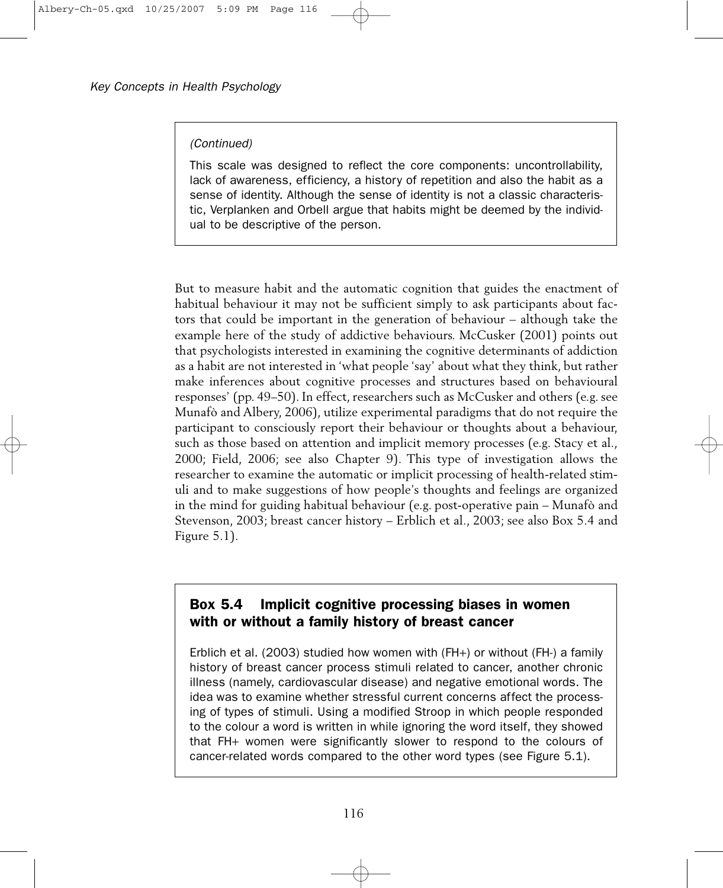*(Continued)*

This scale was designed to reflect the core components: uncontrollability, lack of awareness, efficiency, a history of repetition and also the habit as a sense of identity. Although the sense of identity is not a classic characteristic, Verplanken and Orbell argue that habits might be deemed by the individual to be descriptive of the person.

But to measure habit and the automatic cognition that guides the enactment of habitual behaviour it may not be sufficient simply to ask participants about factors that could be important in the generation of behaviour – although take the example here of the study of addictive behaviours. McCusker (2001) points out that psychologists interested in examining the cognitive determinants of addiction as a habit are not interested in 'what people 'say' about what they think, but rather make inferences about cognitive processes and structures based on behavioural responses' (pp. 49–50). In effect, researchers such as McCusker and others (e.g. see Munafò and Albery, 2006), utilize experimental paradigms that do not require the participant to consciously report their behaviour or thoughts about a behaviour, such as those based on attention and implicit memory processes (e.g. Stacy et al., 2000; Field, 2006; see also Chapter 9). This type of investigation allows the researcher to examine the automatic or implicit processing of health-related stimuli and to make suggestions of how people's thoughts and feelings are organized in the mind for guiding habitual behaviour (e.g. post-operative pain – Munafò and Stevenson, 2003; breast cancer history – Erblich et al., 2003; see also Box 5.4 and Figure 5.1).

### Box 5.4 Implicit cognitive processing biases in women with or without a family history of breast cancer

Erblich et al. (2003) studied how women with (FH+) or without (FH-) a family history of breast cancer process stimuli related to cancer, another chronic illness (namely, cardiovascular disease) and negative emotional words. The idea was to examine whether stressful current concerns affect the processing of types of stimuli. Using a modified Stroop in which people responded to the colour a word is written in while ignoring the word itself, they showed that FH+ women were significantly slower to respond to the colours of cancer-related words compared to the other word types (see Figure 5.1).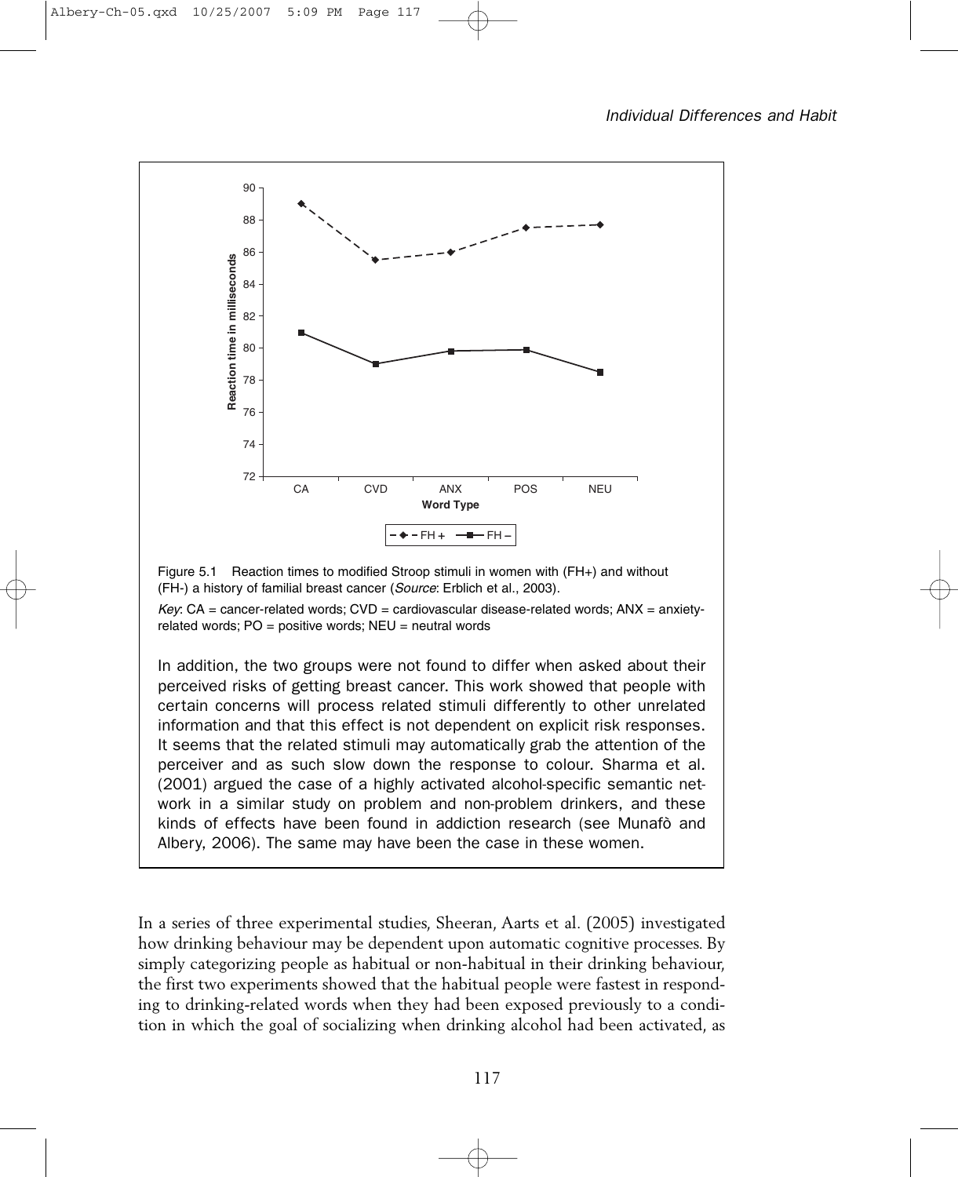Figure 5.1 Reaction times to modified Stroop stimuli in women with (FH+) and without (FH-) a history of familial breast cancer (*Source*: Erblich et al., 2003).

*Key*: CA = cancer-related words; CVD = cardiovascular disease-related words; ANX = anxiety-related words; PO = positive words; NEU = neutral words

In addition, the two groups were not found to differ when asked about their perceived risks of getting breast cancer. This work showed that people with certain concerns will process related stimuli differently to other unrelated information and that this effect is not dependent on explicit risk responses. It seems that the related stimuli may automatically grab the attention of the perceiver and as such slow down the response to colour. Sharma et al. (2001) argued the case of a highly activated alcohol-specific semantic network in a similar study on problem and non-problem drinkers, and these kinds of effects have been found in addiction research (see Munafò and Albery, 2006). The same may have been the case in these women.

In a series of three experimental studies, Sheeran, Aarts et al. (2005) investigated how drinking behaviour may be dependent upon automatic cognitive processes. By simply categorizing people as habitual or non-habitual in their drinking behaviour, the first two experiments showed that the habitual people were fastest in responding to drinking-related words when they had been exposed previously to a condition in which the goal of socializing when drinking alcohol had been activated, as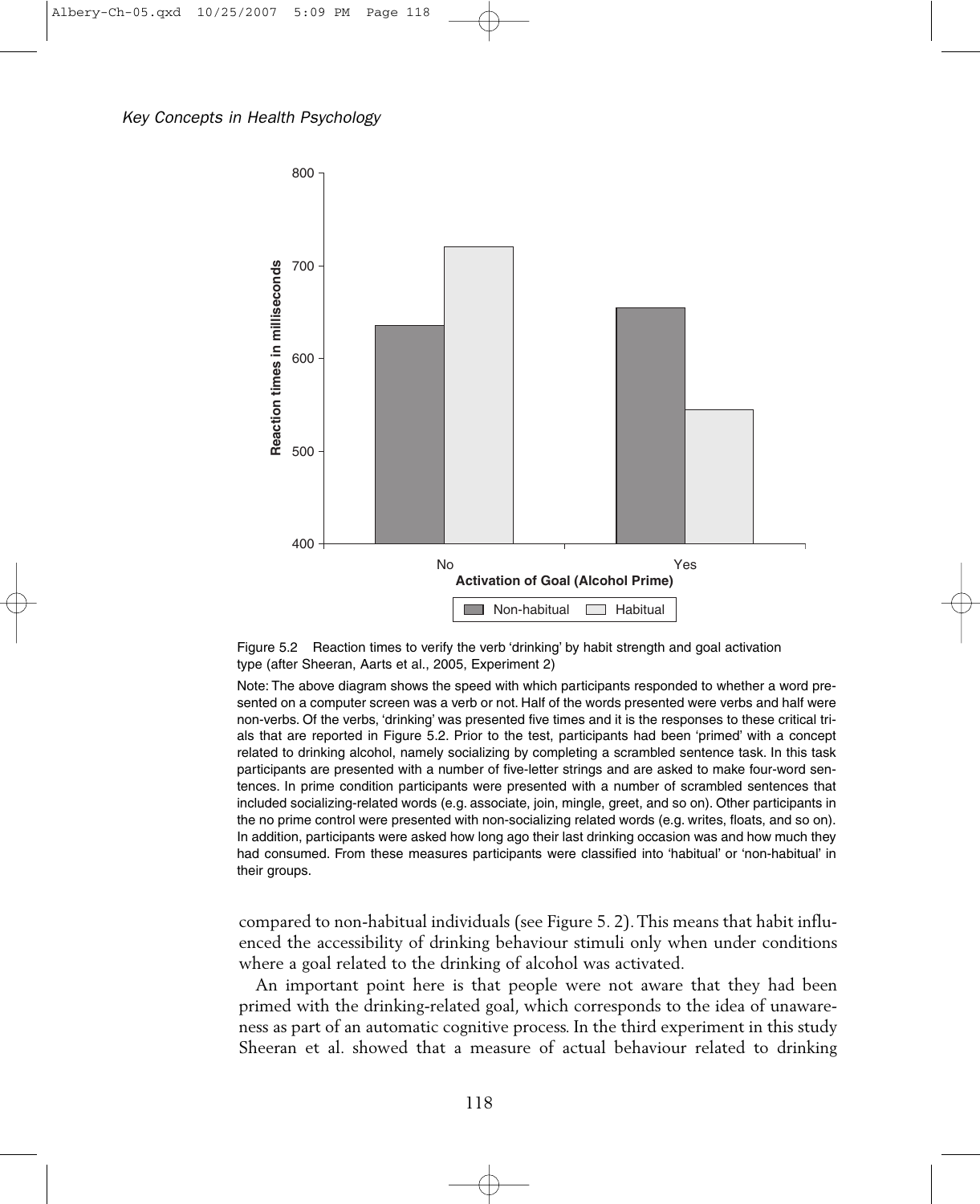800
700
600
500
400

Reaction times in milliseconds

No
Yes

Activation of Goal (Alcohol Prime)

Non-habitual
Habitual

Figure 5.2 Reaction times to verify the verb 'drinking' by habit strength and goal activation type (after Sheeran, Aarts et al., 2005, Experiment 2)

Note: The above diagram shows the speed with which participants responded to whether a word presented on a computer screen was a verb or not. Half of the words presented were verbs and half were non-verbs. Of the verbs, 'drinking' was presented five times and it is the responses to these critical trials that are reported in Figure 5.2. Prior to the test, participants had been 'primed' with a concept related to drinking alcohol, namely socializing by completing a scrambled sentence task. In this task participants are presented with a number of five-letter strings and are asked to make four-word sentences. In prime condition participants were presented with a number of scrambled sentences that included socializing-related words (e.g. associate, join, mingle, greet, and so on). Other participants in the no prime control were presented with non-socializing related words (e.g. writes, floats, and so on). In addition, participants were asked how long ago their last drinking occasion was and how much they had consumed. From these measures participants were classified into 'habitual' or 'non-habitual' in their groups.

compared to non-habitual individuals (see Figure 5. 2). This means that habit influenced the accessibility of drinking behaviour stimuli only when under conditions where a goal related to the drinking of alcohol was activated.

An important point here is that people were not aware that they had been primed with the drinking-related goal, which corresponds to the idea of unawareness as part of an automatic cognitive process. In the third experiment in this study Sheeran et al. showed that a measure of actual behaviour related to drinking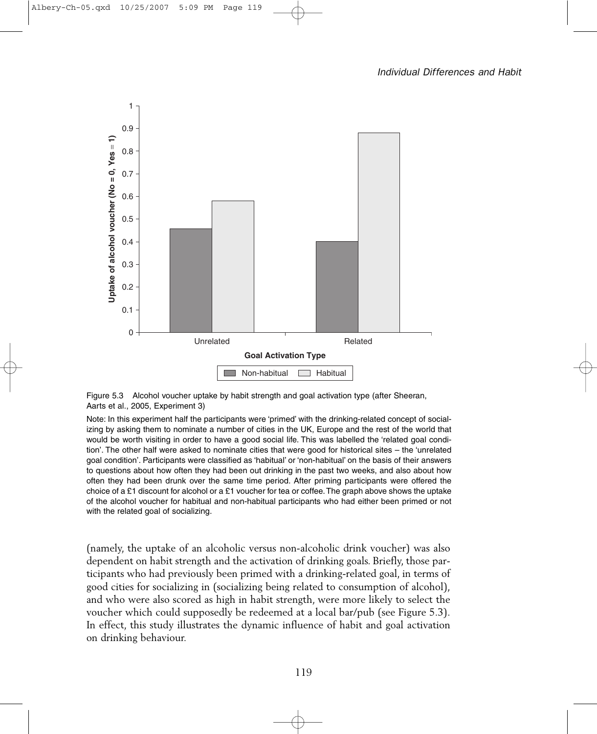Figure 5.3 Alcohol voucher uptake by habit strength and goal activation type (after Sheeran, Aarts et al., 2005, Experiment 3)

Note: In this experiment half the participants were 'primed' with the drinking-related concept of socializing by asking them to nominate a number of cities in the UK, Europe and the rest of the world that would be worth visiting in order to have a good social life. This was labelled the 'related goal condition'. The other half were asked to nominate cities that were good for historical sites – the 'unrelated goal condition'. Participants were classified as 'habitual' or 'non-habitual' on the basis of their answers to questions about how often they had been out drinking in the past two weeks, and also about how often they had been drunk over the same time period. After priming participants were offered the choice of a £1 discount for alcohol or a £1 voucher for tea or coffee. The graph above shows the uptake of the alcohol voucher for habitual and non-habitual participants who had either been primed or not with the related goal of socializing.

(namely, the uptake of an alcoholic versus non-alcoholic drink voucher) was also dependent on habit strength and the activation of drinking goals. Briefly, those participants who had previously been primed with a drinking-related goal, in terms of good cities for socializing in (socializing being related to consumption of alcohol), and who were also scored as high in habit strength, were more likely to select the voucher which could supposedly be redeemed at a local bar/pub (see Figure 5.3). In effect, this study illustrates the dynamic influence of habit and goal activation on drinking behaviour.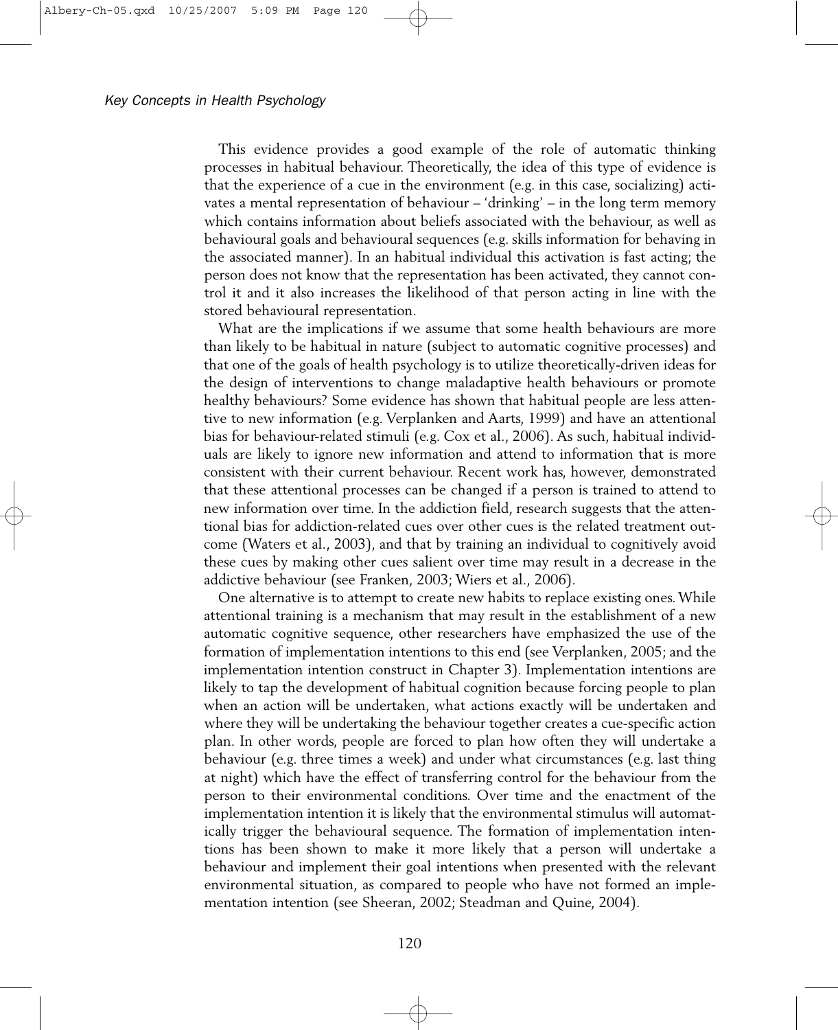This evidence provides a good example of the role of automatic thinking processes in habitual behaviour. Theoretically, the idea of this type of evidence is that the experience of a cue in the environment (e.g. in this case, socializing) activates a mental representation of behaviour – 'drinking' – in the long term memory which contains information about beliefs associated with the behaviour, as well as behavioural goals and behavioural sequences (e.g. skills information for behaving in the associated manner). In an habitual individual this activation is fast acting; the person does not know that the representation has been activated, they cannot control it and it also increases the likelihood of that person acting in line with the stored behavioural representation.

What are the implications if we assume that some health behaviours are more than likely to be habitual in nature (subject to automatic cognitive processes) and that one of the goals of health psychology is to utilize theoretically-driven ideas for the design of interventions to change maladaptive health behaviours or promote healthy behaviours? Some evidence has shown that habitual people are less attentive to new information (e.g. Verplanken and Aarts, 1999) and have an attentional bias for behaviour-related stimuli (e.g. Cox et al., 2006). As such, habitual individuals are likely to ignore new information and attend to information that is more consistent with their current behaviour. Recent work has, however, demonstrated that these attentional processes can be changed if a person is trained to attend to new information over time. In the addiction field, research suggests that the attentional bias for addiction-related cues over other cues is the related treatment outcome (Waters et al., 2003), and that by training an individual to cognitively avoid these cues by making other cues salient over time may result in a decrease in the addictive behaviour (see Franken, 2003; Wiers et al., 2006).

One alternative is to attempt to create new habits to replace existing ones. While attentional training is a mechanism that may result in the establishment of a new automatic cognitive sequence, other researchers have emphasized the use of the formation of implementation intentions to this end (see Verplanken, 2005; and the implementation intention construct in Chapter 3). Implementation intentions are likely to tap the development of habitual cognition because forcing people to plan when an action will be undertaken, what actions exactly will be undertaken and where they will be undertaking the behaviour together creates a cue-specific action plan. In other words, people are forced to plan how often they will undertake a behaviour (e.g. three times a week) and under what circumstances (e.g. last thing at night) which have the effect of transferring control for the behaviour from the person to their environmental conditions. Over time and the enactment of the implementation intention it is likely that the environmental stimulus will automatically trigger the behavioural sequence. The formation of implementation intentions has been shown to make it more likely that a person will undertake a behaviour and implement their goal intentions when presented with the relevant environmental situation, as compared to people who have not formed an implementation intention (see Sheeran, 2002; Steadman and Quine, 2004).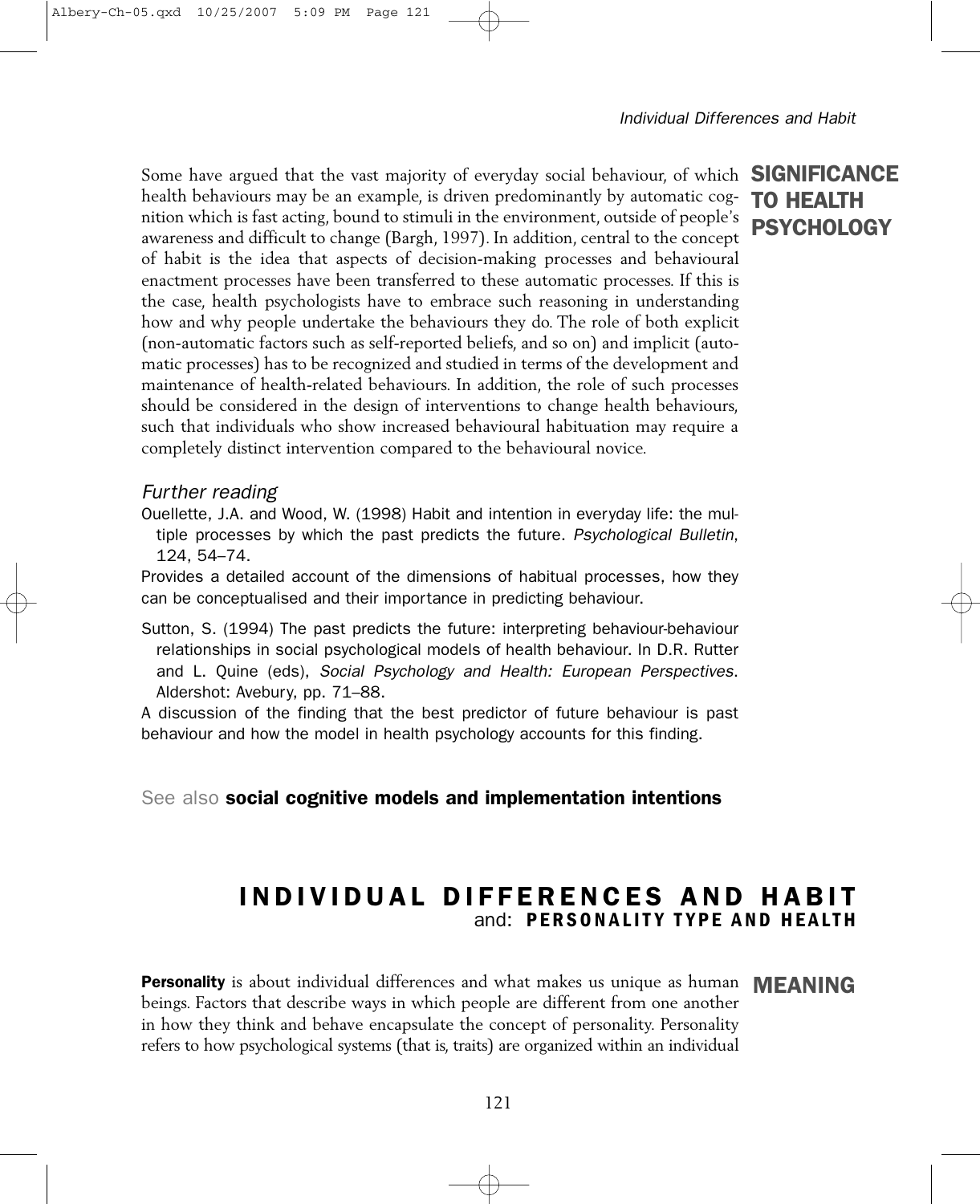## SIGNIFICANCE TO HEALTH PSYCHOLOGY

Some have argued that the vast majority of everyday social behaviour, of which health behaviours may be an example, is driven predominantly by automatic cognition which is fast acting, bound to stimuli in the environment, outside of people's awareness and difficult to change (Bargh, 1997). In addition, central to the concept of habit is the idea that aspects of decision-making processes and behavioural enactment processes have been transferred to these automatic processes. If this is the case, health psychologists have to embrace such reasoning in understanding how and why people undertake the behaviours they do. The role of both explicit (non-automatic factors such as self-reported beliefs, and so on) and implicit (automatic processes) has to be recognized and studied in terms of the development and maintenance of health-related behaviours. In addition, the role of such processes should be considered in the design of interventions to change health behaviours, such that individuals who show increased behavioural habituation may require a completely distinct intervention compared to the behavioural novice.

### *Further reading*

Ouellette, J.A. and Wood, W. (1998) Habit and intention in everyday life: the multiple processes by which the past predicts the future. *Psychological Bulletin*, 124, 54–74.

Provides a detailed account of the dimensions of habitual processes, how they can be conceptualised and their importance in predicting behaviour.

Sutton, S. (1994) The past predicts the future: interpreting behaviour-behaviour relationships in social psychological models of health behaviour. In D.R. Rutter and L. Quine (eds), *Social Psychology and Health: European Perspectives*. Aldershot: Avebury, pp. 71–88.

A discussion of the finding that the best predictor of future behaviour is past behaviour and how the model in health psychology accounts for this finding.

See also **social cognitive models and implementation intentions**

# INDIVIDUAL DIFFERENCES AND HABIT
and: **PERSONALITY TYPE AND HEALTH**

## MEANING

**Personality** is about individual differences and what makes us unique as human beings. Factors that describe ways in which people are different from one another in how they think and behave encapsulate the concept of personality. Personality refers to how psychological systems (that is, traits) are organized within an individual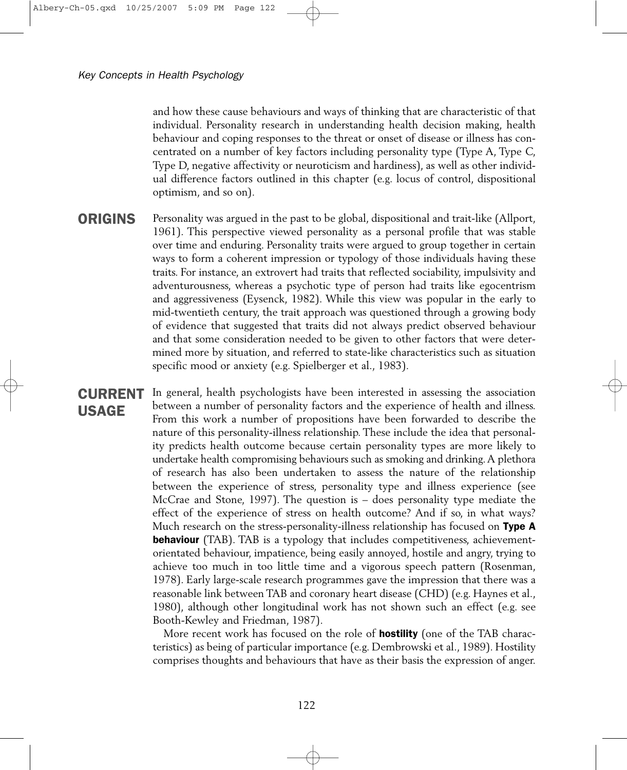and how these cause behaviours and ways of thinking that are characteristic of that individual. Personality research in understanding health decision making, health behaviour and coping responses to the threat or onset of disease or illness has concentrated on a number of key factors including personality type (Type A, Type C, Type D, negative affectivity or neuroticism and hardiness), as well as other individual difference factors outlined in this chapter (e.g. locus of control, dispositional optimism, and so on).

## ORIGINS

Personality was argued in the past to be global, dispositional and trait-like (Allport, 1961). This perspective viewed personality as a personal profile that was stable over time and enduring. Personality traits were argued to group together in certain ways to form a coherent impression or typology of those individuals having these traits. For instance, an extrovert had traits that reflected sociability, impulsivity and adventurousness, whereas a psychotic type of person had traits like egocentrism and aggressiveness (Eysenck, 1982). While this view was popular in the early to mid-twentieth century, the trait approach was questioned through a growing body of evidence that suggested that traits did not always predict observed behaviour and that some consideration needed to be given to other factors that were determined more by situation, and referred to state-like characteristics such as situation specific mood or anxiety (e.g. Spielberger et al., 1983).

## CURRENT USAGE

In general, health psychologists have been interested in assessing the association between a number of personality factors and the experience of health and illness. From this work a number of propositions have been forwarded to describe the nature of this personality-illness relationship. These include the idea that personality predicts health outcome because certain personality types are more likely to undertake health compromising behaviours such as smoking and drinking. A plethora of research has also been undertaken to assess the nature of the relationship between the experience of stress, personality type and illness experience (see McCrae and Stone, 1997). The question is – does personality type mediate the effect of the experience of stress on health outcome? And if so, in what ways? Much research on the stress-personality-illness relationship has focused on **Type A behaviour** (TAB). TAB is a typology that includes competitiveness, achievement-orientated behaviour, impatience, being easily annoyed, hostile and angry, trying to achieve too much in too little time and a vigorous speech pattern (Rosenman, 1978). Early large-scale research programmes gave the impression that there was a reasonable link between TAB and coronary heart disease (CHD) (e.g. Haynes et al., 1980), although other longitudinal work has not shown such an effect (e.g. see Booth-Kewley and Friedman, 1987).

More recent work has focused on the role of **hostility** (one of the TAB characteristics) as being of particular importance (e.g. Dembrowski et al., 1989). Hostility comprises thoughts and behaviours that have as their basis the expression of anger.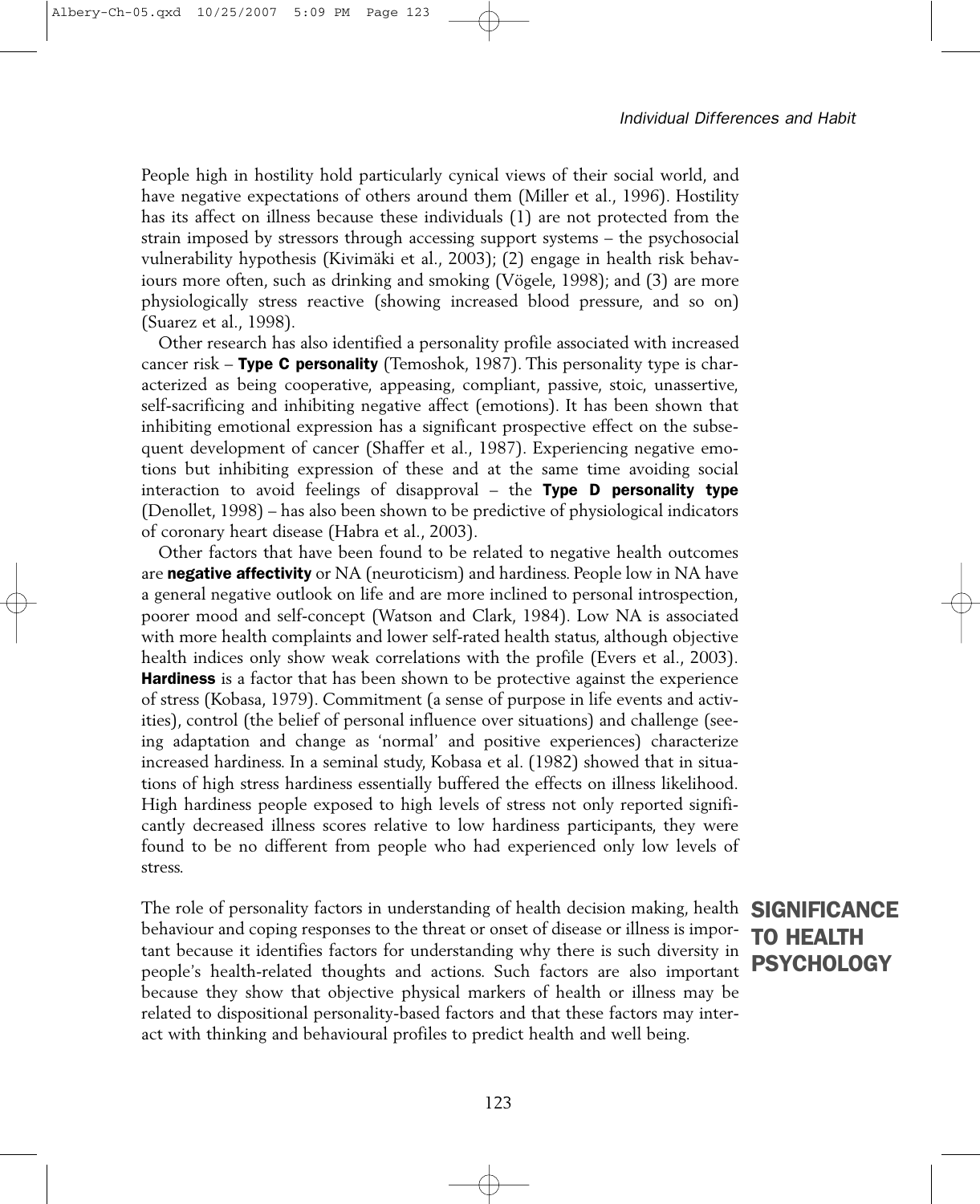People high in hostility hold particularly cynical views of their social world, and have negative expectations of others around them (Miller et al., 1996). Hostility has its affect on illness because these individuals (1) are not protected from the strain imposed by stressors through accessing support systems – the psychosocial vulnerability hypothesis (Kivimäki et al., 2003); (2) engage in health risk behaviours more often, such as drinking and smoking (Vögele, 1998); and (3) are more physiologically stress reactive (showing increased blood pressure, and so on) (Suarez et al., 1998).

Other research has also identified a personality profile associated with increased cancer risk – **Type C personality** (Temoshok, 1987). This personality type is characterized as being cooperative, appeasing, compliant, passive, stoic, unassertive, self-sacrificing and inhibiting negative affect (emotions). It has been shown that inhibiting emotional expression has a significant prospective effect on the subsequent development of cancer (Shaffer et al., 1987). Experiencing negative emotions but inhibiting expression of these and at the same time avoiding social interaction to avoid feelings of disapproval – the **Type D personality type** (Denollet, 1998) – has also been shown to be predictive of physiological indicators of coronary heart disease (Habra et al., 2003).

Other factors that have been found to be related to negative health outcomes are **negative affectivity** or NA (neuroticism) and hardiness. People low in NA have a general negative outlook on life and are more inclined to personal introspection, poorer mood and self-concept (Watson and Clark, 1984). Low NA is associated with more health complaints and lower self-rated health status, although objective health indices only show weak correlations with the profile (Evers et al., 2003). **Hardiness** is a factor that has been shown to be protective against the experience of stress (Kobasa, 1979). Commitment (a sense of purpose in life events and activities), control (the belief of personal influence over situations) and challenge (seeing adaptation and change as 'normal' and positive experiences) characterize increased hardiness. In a seminal study, Kobasa et al. (1982) showed that in situations of high stress hardiness essentially buffered the effects on illness likelihood. High hardiness people exposed to high levels of stress not only reported significantly decreased illness scores relative to low hardiness participants, they were found to be no different from people who had experienced only low levels of stress.

## SIGNIFICANCE TO HEALTH PSYCHOLOGY

The role of personality factors in understanding of health decision making, health behaviour and coping responses to the threat or onset of disease or illness is important because it identifies factors for understanding why there is such diversity in people's health-related thoughts and actions. Such factors are also important because they show that objective physical markers of health or illness may be related to dispositional personality-based factors and that these factors may interact with thinking and behavioural profiles to predict health and well being.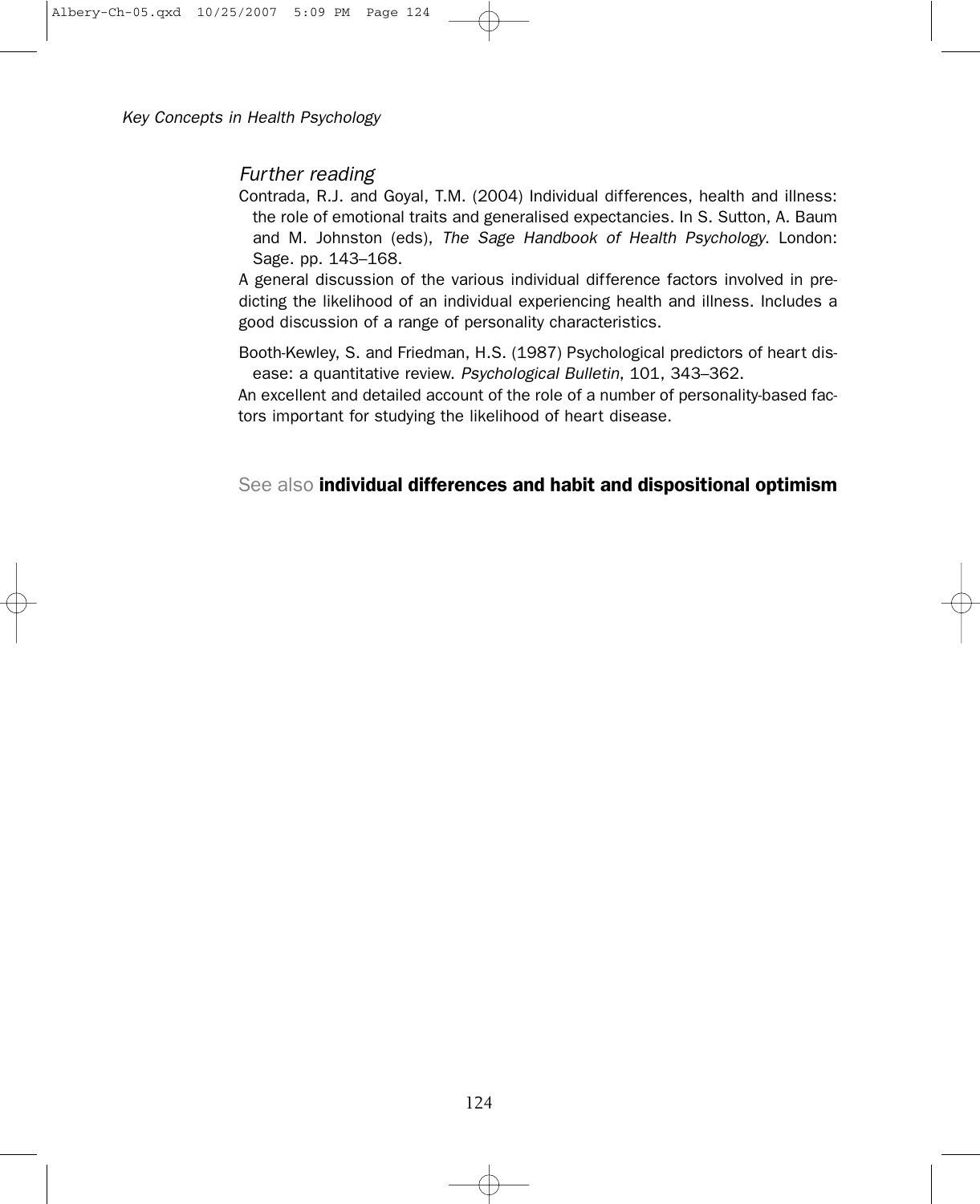### *Further reading*

Contrada, R.J. and Goyal, T.M. (2004) Individual differences, health and illness: the role of emotional traits and generalised expectancies. In S. Sutton, A. Baum and M. Johnston (eds), *The Sage Handbook of Health Psychology*. London: Sage. pp. 143–168.

A general discussion of the various individual difference factors involved in predicting the likelihood of an individual experiencing health and illness. Includes a good discussion of a range of personality characteristics.

Booth-Kewley, S. and Friedman, H.S. (1987) Psychological predictors of heart disease: a quantitative review. *Psychological Bulletin*, 101, 343–362.

An excellent and detailed account of the role of a number of personality-based factors important for studying the likelihood of heart disease.

See also **individual differences and habit and dispositional optimism**